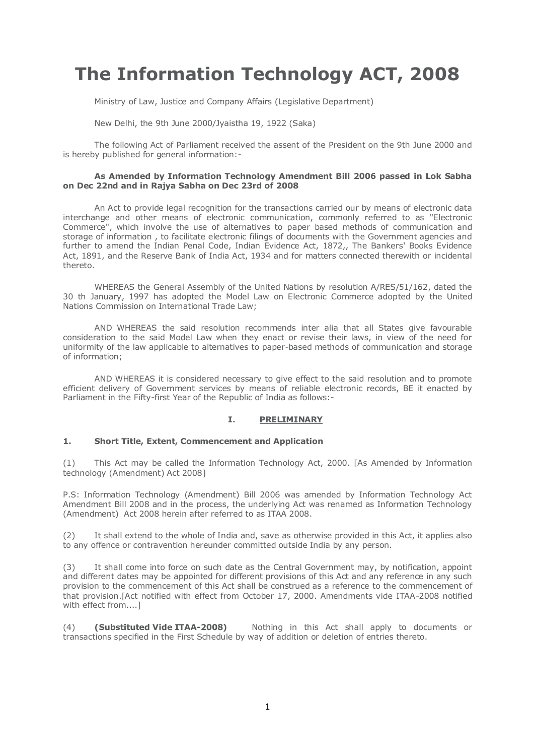# The Information Technology ACT, 2008

Ministry of Law, Justice and Company Affairs (Legislative Department)

New Delhi, the 9th June 2000/Jyaistha 19, 1922 (Saka)

The following Act of Parliament received the assent of the President on the 9th June 2000 and is hereby published for general information:-

**As Amended by Information Technology Amendment Bill 2006 passed in Lok Sabha on Dec 22nd and in Rajya Sabha on Dec 23rd of 2008**

An Act to provide legal recognition for the transactions carried our by means of electronic data interchange and other means of electronic communication, commonly referred to as "Electronic Commerce", which involve the use of alternatives to paper based methods of communication and storage of information , to facilitate electronic filings of documents with the Government agencies and further to amend the Indian Penal Code, Indian Evidence Act, 1872,, The Bankers' Books Evidence Act, 1891, and the Reserve Bank of India Act, 1934 and for matters connected therewith or incidental thereto.

WHEREAS the General Assembly of the United Nations by resolution A/RES/51/162, dated the 30 th January, 1997 has adopted the Model Law on Electronic Commerce adopted by the United Nations Commission on International Trade Law;

AND WHEREAS the said resolution recommends inter alia that all States give favourable consideration to the said Model Law when they enact or revise their laws, in view of the need for uniformity of the law applicable to alternatives to paper-based methods of communication and storage of information;

AND WHEREAS it is considered necessary to give effect to the said resolution and to promote efficient delivery of Government services by means of reliable electronic records, BE it enacted by Parliament in the Fifty-first Year of the Republic of India as follows:-

## I. PRELIMINARY

### 1. Short Title, Extent, Commencement and Application

(1) This Act may be called the Information Technology Act, 2000. [As Amended by Information technology (Amendment) Act 2008]

P.S: Information Technology (Amendment) Bill 2006 was amended by Information Technology Act Amendment Bill 2008 and in the process, the underlying Act was renamed as Information Technology (Amendment) Act 2008 herein after referred to as ITAA 2008.

(2) It shall extend to the whole of India and, save as otherwise provided in this Act, it applies also to any offence or contravention hereunder committed outside India by any person.

(3) It shall come into force on such date as the Central Government may, by notification, appoint and different dates may be appointed for different provisions of this Act and any reference in any such provision to the commencement of this Act shall be construed as a reference to the commencement of that provision.[Act notified with effect from October 17, 2000. Amendments vide ITAA-2008 notified with effect from....]

(4) **(Substituted Vide ITAA-2008)** Nothing in this Act shall apply to documents or transactions specified in the First Schedule by way of addition or deletion of entries thereto.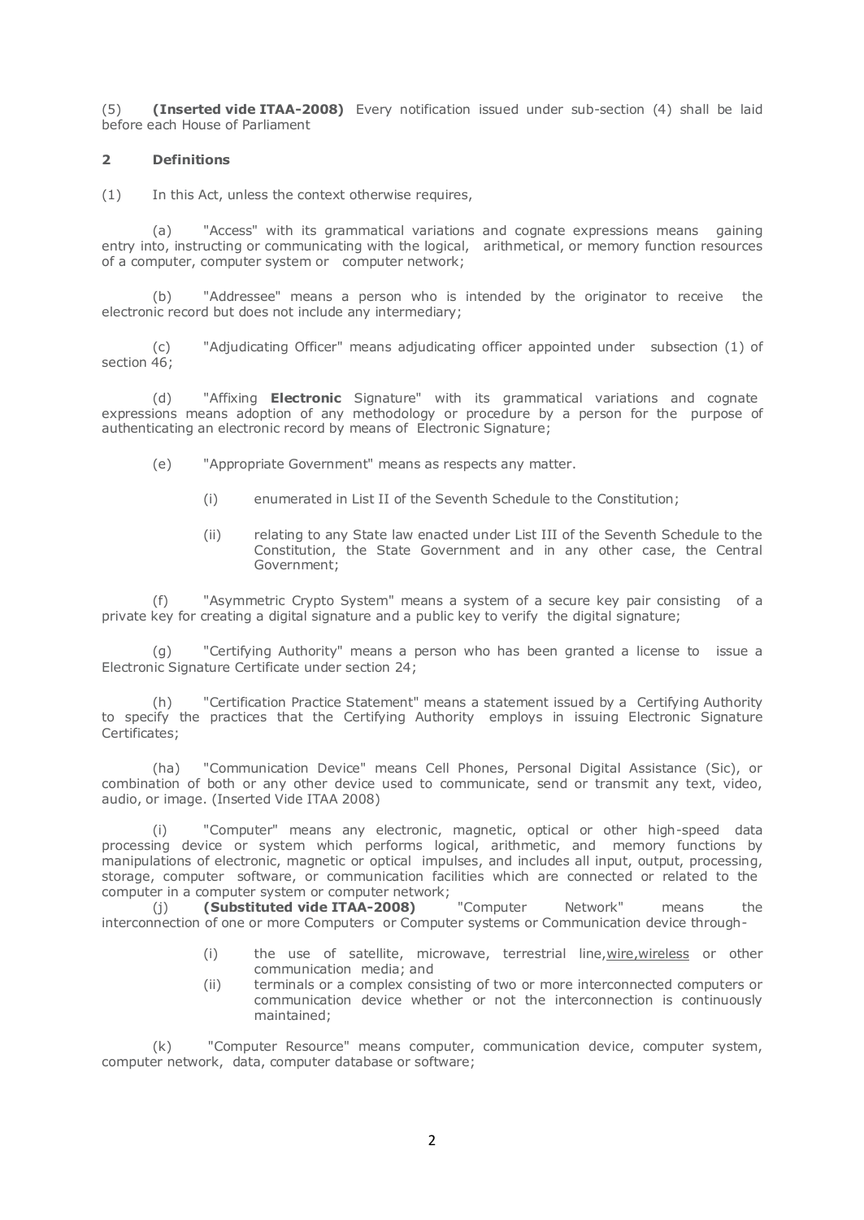(5) **(Inserted vide ITAA-2008)** Every notification issued under sub-section (4) shall be laid before each House of Parliament

**2 Definitions**

(1) In this Act, unless the context otherwise requires,

(a) "Access" with its grammatical variations and cognate expressions means gaining entry into, instructing or communicating with the logical, arithmetical, or memory function resources of a computer, computer system or computer network;

(b) "Addressee" means a person who is intended by the originator to receive the electronic record but does not include any intermediary;

(c) "Adjudicating Officer" means adjudicating officer appointed under subsection (1) of section 46;

(d) "Affixing **Electronic** Signature" with its grammatical variations and cognate expressions means adoption of any methodology or procedure by a person for the purpose of authenticating an electronic record by means of Electronic Signature;

(e) "Appropriate Government" means as respects any matter.

(i) enumerated in List II of the Seventh Schedule to the Constitution;

(ii) relating to any State law enacted under List III of the Seventh Schedule to the Constitution, the State Government and in any other case, the Central Government;

(f) "Asymmetric Crypto System" means a system of a secure key pair consisting of a private key for creating a digital signature and a public key to verify the digital signature;

(g) "Certifying Authority" means a person who has been granted a license to issue a Electronic Signature Certificate under section 24;

(h) "Certification Practice Statement" means a statement issued by a Certifying Authority to specify the practices that the Certifying Authority employs in issuing Electronic Signature Certificates;

(ha) "Communication Device" means Cell Phones, Personal Digital Assistance (Sic), or combination of both or any other device used to communicate, send or transmit any text, video, audio, or image. (Inserted Vide ITAA 2008)

(i) "Computer" means any electronic, magnetic, optical or other high-speed data processing device or system which performs logical, arithmetic, and memory functions by manipulations of electronic, magnetic or optical impulses, and includes all input, output, processing, storage, computer software, or communication facilities which are connected or related to the computer in a computer system or computer network;

(j) **(Substituted vide ITAA-2008)** "Computer Network" means the interconnection of one or more Computers or Computer systems or Communication device through-

(i) the use of satellite, microwave, terrestrial line,wire,wireless or other communication media; and

(ii) terminals or a complex consisting of two or more interconnected computers or communication device whether or not the interconnection is continuously maintained;

(k) "Computer Resource" means computer, communication device, computer system, computer network, data, computer database or software;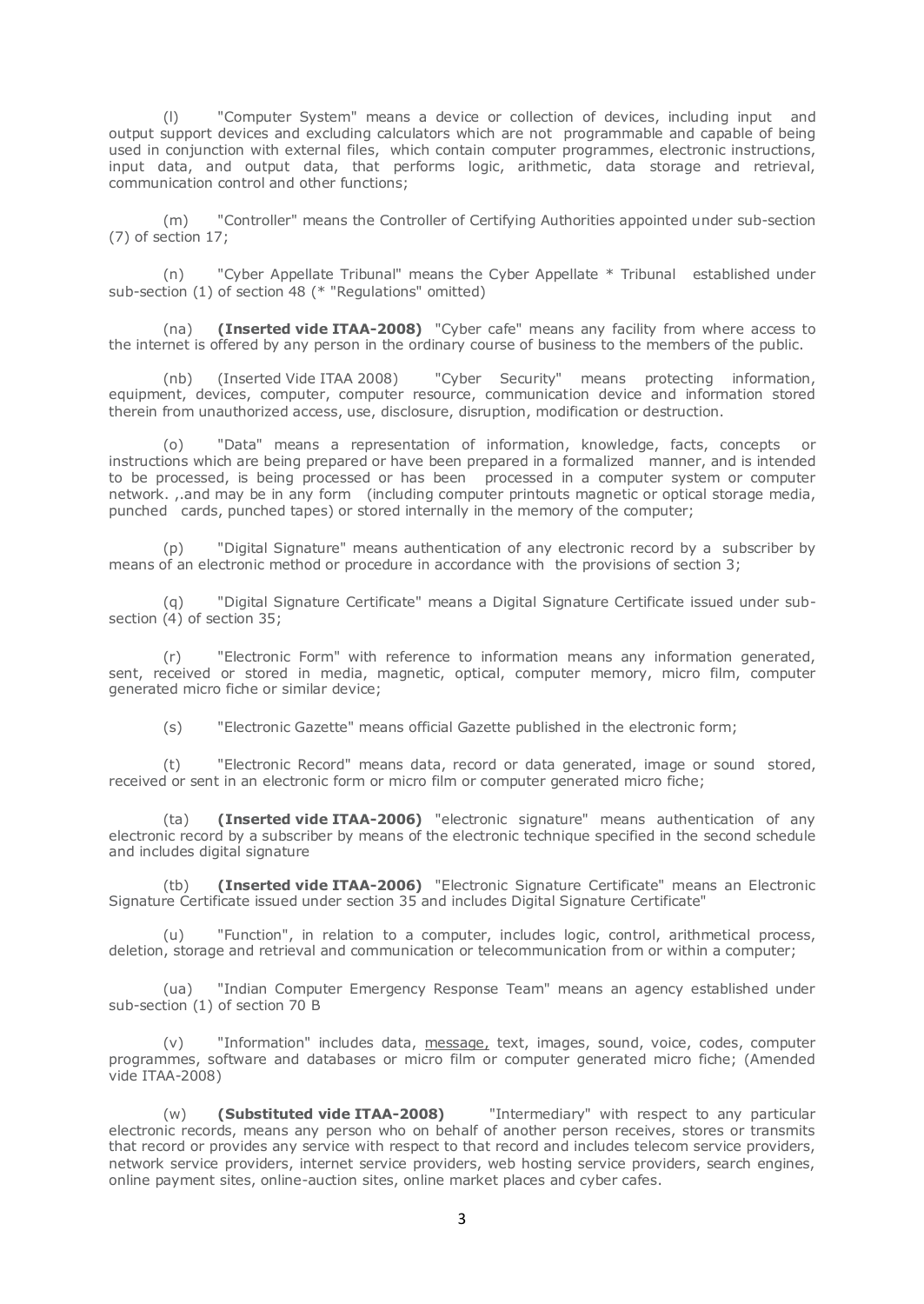(l) "Computer System" means a device or collection of devices, including input and output support devices and excluding calculators which are not programmable and capable of being used in conjunction with external files, which contain computer programmes, electronic instructions, input data, and output data, that performs logic, arithmetic, data storage and retrieval, communication control and other functions;

(m) "Controller" means the Controller of Certifying Authorities appointed under sub-section (7) of section 17;

(n) "Cyber Appellate Tribunal" means the Cyber Appellate * Tribunal established under sub-section (1) of section 48 (* "Regulations" omitted)

(na) **(Inserted vide ITAA-2008)** "Cyber cafe" means any facility from where access to the internet is offered by any person in the ordinary course of business to the members of the public.

(nb) (Inserted Vide ITAA 2008) "Cyber Security" means protecting information, equipment, devices, computer, computer resource, communication device and information stored therein from unauthorized access, use, disclosure, disruption, modification or destruction.

(o) "Data" means a representation of information, knowledge, facts, concepts or instructions which are being prepared or have been prepared in a formalized manner, and is intended to be processed, is being processed or has been processed in a computer system or computer network. ,.and may be in any form (including computer printouts magnetic or optical storage media, punched cards, punched tapes) or stored internally in the memory of the computer;

(p) "Digital Signature" means authentication of any electronic record by a subscriber by means of an electronic method or procedure in accordance with the provisions of section 3;

(q) "Digital Signature Certificate" means a Digital Signature Certificate issued under sub-section (4) of section 35;

(r) "Electronic Form" with reference to information means any information generated, sent, received or stored in media, magnetic, optical, computer memory, micro film, computer generated micro fiche or similar device;

(s) "Electronic Gazette" means official Gazette published in the electronic form;

(t) "Electronic Record" means data, record or data generated, image or sound stored, received or sent in an electronic form or micro film or computer generated micro fiche;

(ta) **(Inserted vide ITAA-2006)** "electronic signature" means authentication of any electronic record by a subscriber by means of the electronic technique specified in the second schedule and includes digital signature

(tb) **(Inserted vide ITAA-2006)** "Electronic Signature Certificate" means an Electronic Signature Certificate issued under section 35 and includes Digital Signature Certificate"

(u) "Function", in relation to a computer, includes logic, control, arithmetical process, deletion, storage and retrieval and communication or telecommunication from or within a computer;

(ua) "Indian Computer Emergency Response Team" means an agency established under sub-section (1) of section 70 B

(v) "Information" includes data, <u>message,</u> text, images, sound, voice, codes, computer programmes, software and databases or micro film or computer generated micro fiche; (Amended vide ITAA-2008)

(w) **(Substituted vide ITAA-2008)** "Intermediary" with respect to any particular electronic records, means any person who on behalf of another person receives, stores or transmits that record or provides any service with respect to that record and includes telecom service providers, network service providers, internet service providers, web hosting service providers, search engines, online payment sites, online-auction sites, online market places and cyber cafes.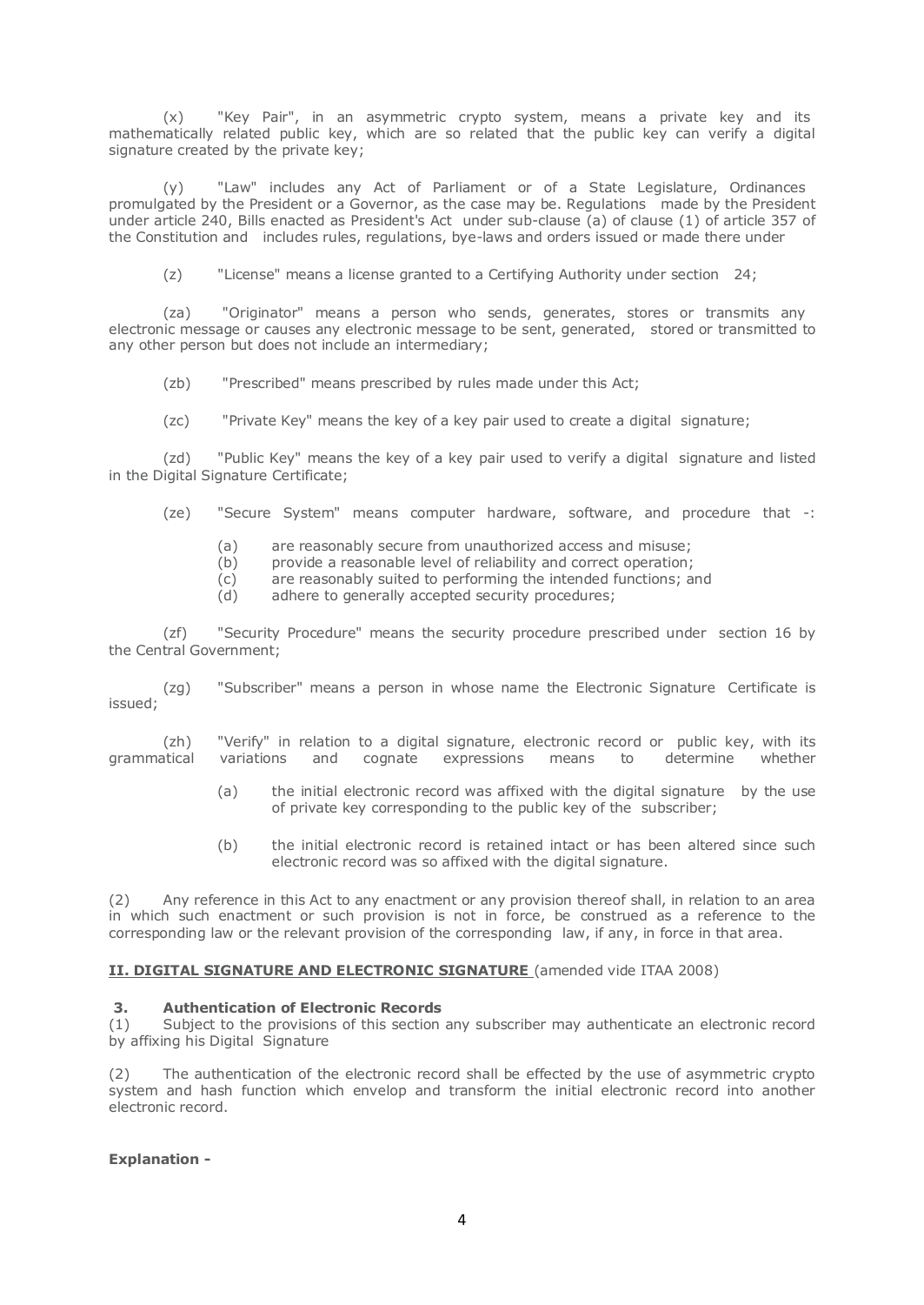(x) "Key Pair", in an asymmetric crypto system, means a private key and its mathematically related public key, which are so related that the public key can verify a digital signature created by the private key;

(y) "Law" includes any Act of Parliament or of a State Legislature, Ordinances promulgated by the President or a Governor, as the case may be. Regulations made by the President under article 240, Bills enacted as President's Act under sub-clause (a) of clause (1) of article 357 of the Constitution and includes rules, regulations, bye-laws and orders issued or made there under

(z) "License" means a license granted to a Certifying Authority under section 24;

(za) "Originator" means a person who sends, generates, stores or transmits any electronic message or causes any electronic message to be sent, generated, stored or transmitted to any other person but does not include an intermediary;

(zb) "Prescribed" means prescribed by rules made under this Act;

(zc) "Private Key" means the key of a key pair used to create a digital signature;

(zd) "Public Key" means the key of a key pair used to verify a digital signature and listed in the Digital Signature Certificate;

(ze) "Secure System" means computer hardware, software, and procedure that -:

- (a) are reasonably secure from unauthorized access and misuse;
- (b) provide a reasonable level of reliability and correct operation;
- (c) are reasonably suited to performing the intended functions; and
- (d) adhere to generally accepted security procedures;

(zf) "Security Procedure" means the security procedure prescribed under section 16 by the Central Government;

(zg) "Subscriber" means a person in whose name the Electronic Signature Certificate is issued;

(zh) "Verify" in relation to a digital signature, electronic record or public key, with its grammatical variations and cognate expressions means to determine whether

- (a) the initial electronic record was affixed with the digital signature by the use of private key corresponding to the public key of the subscriber;
- (b) the initial electronic record is retained intact or has been altered since such electronic record was so affixed with the digital signature.

(2) Any reference in this Act to any enactment or any provision thereof shall, in relation to an area in which such enactment or such provision is not in force, be construed as a reference to the corresponding law or the relevant provision of the corresponding law, if any, in force in that area.

## **II. DIGITAL SIGNATURE AND ELECTRONIC SIGNATURE** (amended vide ITAA 2008)

### **3. Authentication of Electronic Records**

(1) Subject to the provisions of this section any subscriber may authenticate an electronic record by affixing his Digital Signature

(2) The authentication of the electronic record shall be effected by the use of asymmetric crypto system and hash function which envelop and transform the initial electronic record into another electronic record.

**Explanation -**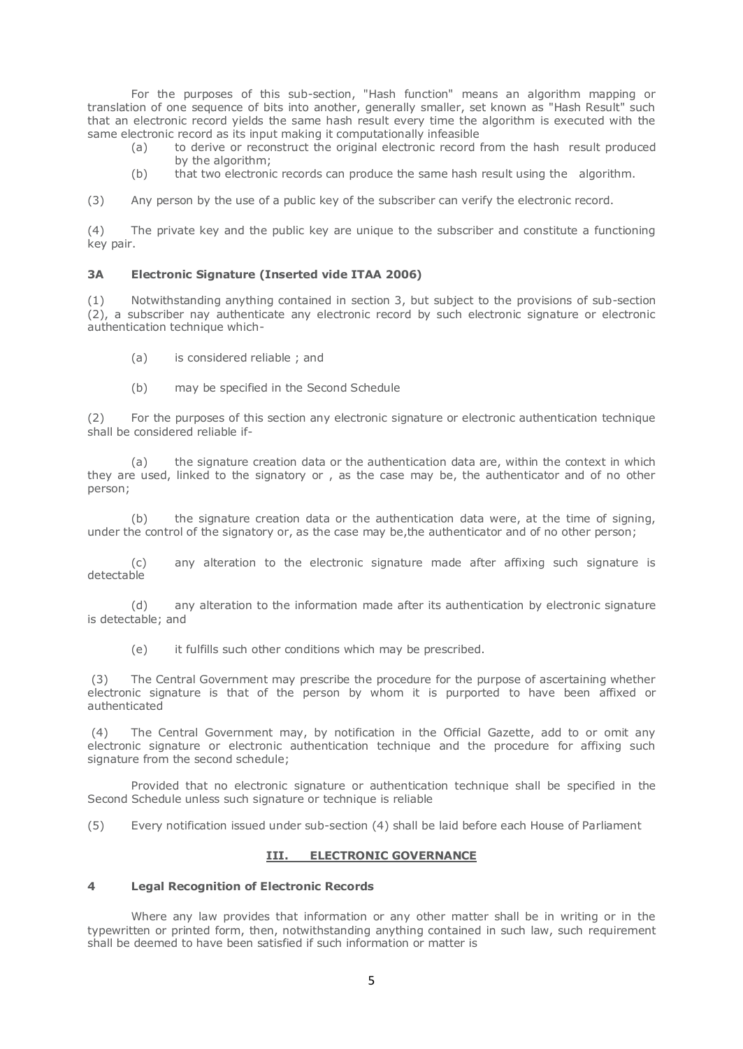For the purposes of this sub-section, "Hash function" means an algorithm mapping or translation of one sequence of bits into another, generally smaller, set known as "Hash Result" such that an electronic record yields the same hash result every time the algorithm is executed with the same electronic record as its input making it computationally infeasible

(a) to derive or reconstruct the original electronic record from the hash result produced by the algorithm;

(b) that two electronic records can produce the same hash result using the algorithm.

(3) Any person by the use of a public key of the subscriber can verify the electronic record.

(4) The private key and the public key are unique to the subscriber and constitute a functioning key pair.

### 3A Electronic Signature (Inserted vide ITAA 2006)

(1) Notwithstanding anything contained in section 3, but subject to the provisions of sub-section (2), a subscriber nay authenticate any electronic record by such electronic signature or electronic authentication technique which-

(a) is considered reliable ; and

(b) may be specified in the Second Schedule

(2) For the purposes of this section any electronic signature or electronic authentication technique shall be considered reliable if-

(a) the signature creation data or the authentication data are, within the context in which they are used, linked to the signatory or , as the case may be, the authenticator and of no other person;

(b) the signature creation data or the authentication data were, at the time of signing, under the control of the signatory or, as the case may be,the authenticator and of no other person;

(c) any alteration to the electronic signature made after affixing such signature is detectable

(d) any alteration to the information made after its authentication by electronic signature is detectable; and

(e) it fulfills such other conditions which may be prescribed.

(3) The Central Government may prescribe the procedure for the purpose of ascertaining whether electronic signature is that of the person by whom it is purported to have been affixed or authenticated

(4) The Central Government may, by notification in the Official Gazette, add to or omit any electronic signature or electronic authentication technique and the procedure for affixing such signature from the second schedule;

Provided that no electronic signature or authentication technique shall be specified in the Second Schedule unless such signature or technique is reliable

(5) Every notification issued under sub-section (4) shall be laid before each House of Parliament

## III. ELECTRONIC GOVERNANCE

### 4 Legal Recognition of Electronic Records

Where any law provides that information or any other matter shall be in writing or in the typewritten or printed form, then, notwithstanding anything contained in such law, such requirement shall be deemed to have been satisfied if such information or matter is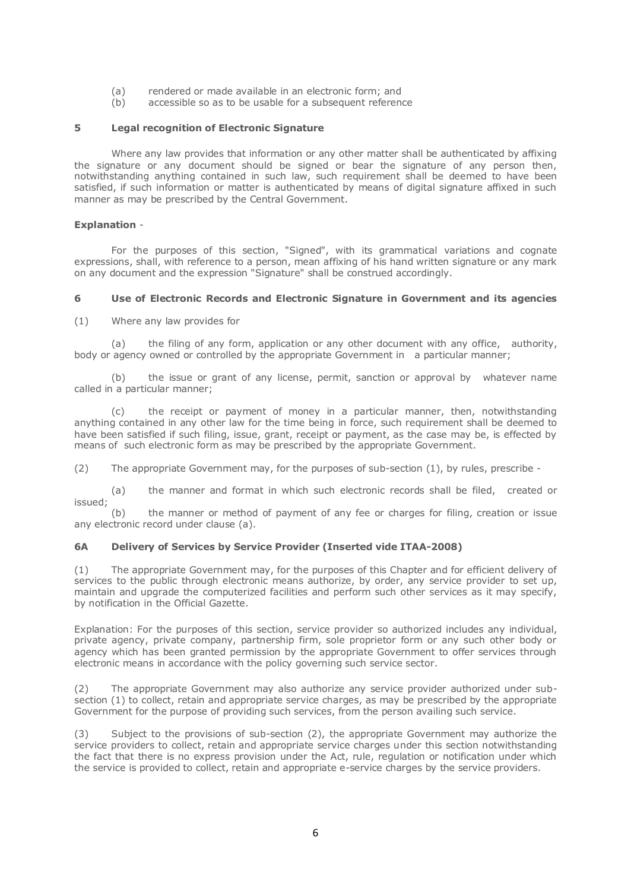(a) rendered or made available in an electronic form; and
(b) accessible so as to be usable for a subsequent reference

### 5 Legal recognition of Electronic Signature

Where any law provides that information or any other matter shall be authenticated by affixing the signature or any document should be signed or bear the signature of any person then, notwithstanding anything contained in such law, such requirement shall be deemed to have been satisfied, if such information or matter is authenticated by means of digital signature affixed in such manner as may be prescribed by the Central Government.

**Explanation** -

For the purposes of this section, "Signed", with its grammatical variations and cognate expressions, shall, with reference to a person, mean affixing of his hand written signature or any mark on any document and the expression "Signature" shall be construed accordingly.

### 6 Use of Electronic Records and Electronic Signature in Government and its agencies

(1) Where any law provides for

(a) the filing of any form, application or any other document with any office, authority, body or agency owned or controlled by the appropriate Government in a particular manner;

(b) the issue or grant of any license, permit, sanction or approval by whatever name called in a particular manner;

(c) the receipt or payment of money in a particular manner, then, notwithstanding anything contained in any other law for the time being in force, such requirement shall be deemed to have been satisfied if such filing, issue, grant, receipt or payment, as the case may be, is effected by means of such electronic form as may be prescribed by the appropriate Government.

(2) The appropriate Government may, for the purposes of sub-section (1), by rules, prescribe -

(a) the manner and format in which such electronic records shall be filed, created or issued;
(b) the manner or method of payment of any fee or charges for filing, creation or issue any electronic record under clause (a).

### 6A Delivery of Services by Service Provider (Inserted vide ITAA-2008)

(1) The appropriate Government may, for the purposes of this Chapter and for efficient delivery of services to the public through electronic means authorize, by order, any service provider to set up, maintain and upgrade the computerized facilities and perform such other services as it may specify, by notification in the Official Gazette.

Explanation: For the purposes of this section, service provider so authorized includes any individual, private agency, private company, partnership firm, sole proprietor form or any such other body or agency which has been granted permission by the appropriate Government to offer services through electronic means in accordance with the policy governing such service sector.

(2) The appropriate Government may also authorize any service provider authorized under sub-section (1) to collect, retain and appropriate service charges, as may be prescribed by the appropriate Government for the purpose of providing such services, from the person availing such service.

(3) Subject to the provisions of sub-section (2), the appropriate Government may authorize the service providers to collect, retain and appropriate service charges under this section notwithstanding the fact that there is no express provision under the Act, rule, regulation or notification under which the service is provided to collect, retain and appropriate e-service charges by the service providers.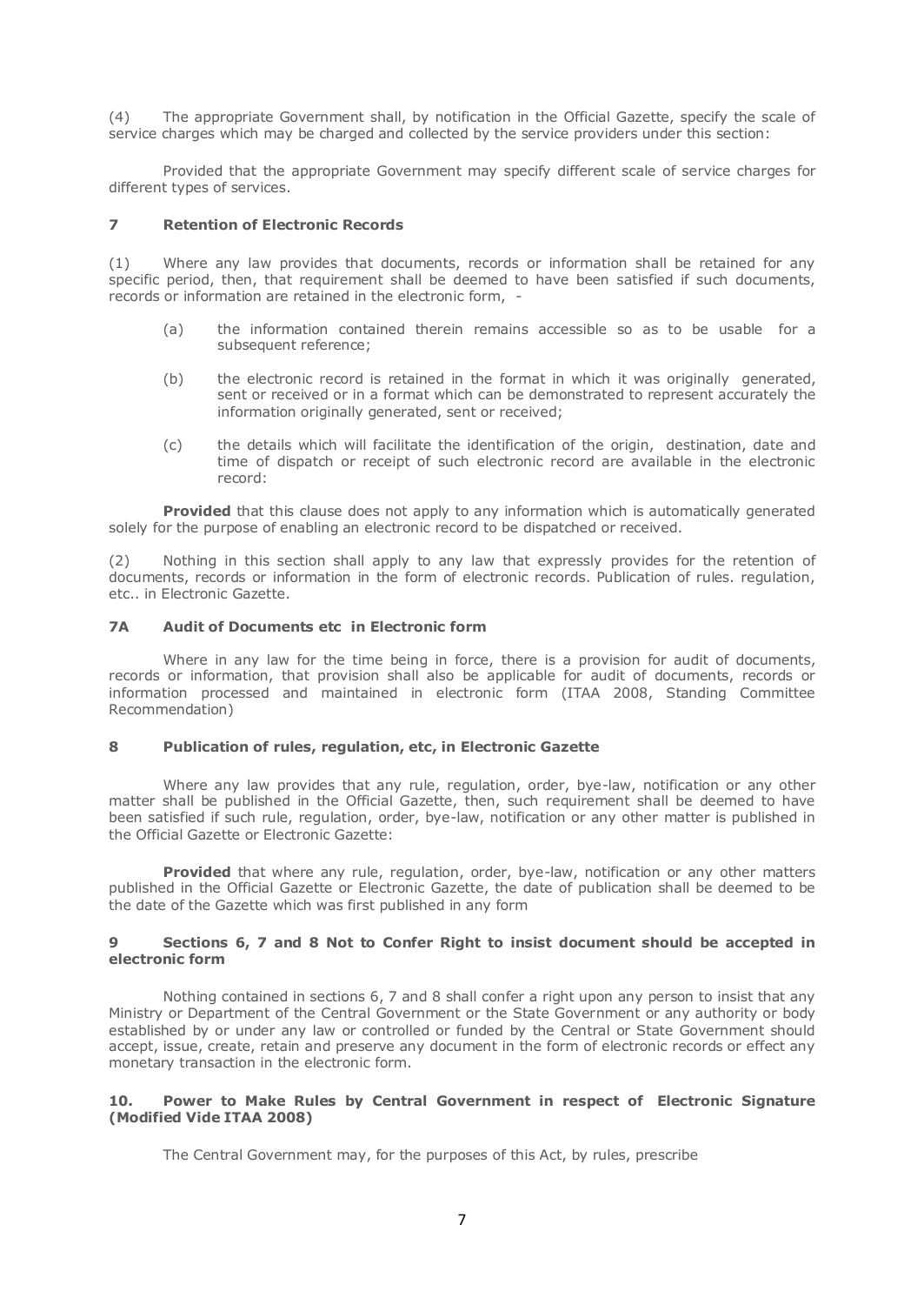(4) The appropriate Government shall, by notification in the Official Gazette, specify the scale of service charges which may be charged and collected by the service providers under this section:

Provided that the appropriate Government may specify different scale of service charges for different types of services.

### 7 Retention of Electronic Records

(1) Where any law provides that documents, records or information shall be retained for any specific period, then, that requirement shall be deemed to have been satisfied if such documents, records or information are retained in the electronic form, -

(a) the information contained therein remains accessible so as to be usable for a subsequent reference;

(b) the electronic record is retained in the format in which it was originally generated, sent or received or in a format which can be demonstrated to represent accurately the information originally generated, sent or received;

(c) the details which will facilitate the identification of the origin, destination, date and time of dispatch or receipt of such electronic record are available in the electronic record:

**Provided** that this clause does not apply to any information which is automatically generated solely for the purpose of enabling an electronic record to be dispatched or received.

(2) Nothing in this section shall apply to any law that expressly provides for the retention of documents, records or information in the form of electronic records. Publication of rules. regulation, etc.. in Electronic Gazette.

### 7A Audit of Documents etc in Electronic form

Where in any law for the time being in force, there is a provision for audit of documents, records or information, that provision shall also be applicable for audit of documents, records or information processed and maintained in electronic form (ITAA 2008, Standing Committee Recommendation)

### 8 Publication of rules, regulation, etc, in Electronic Gazette

Where any law provides that any rule, regulation, order, bye-law, notification or any other matter shall be published in the Official Gazette, then, such requirement shall be deemed to have been satisfied if such rule, regulation, order, bye-law, notification or any other matter is published in the Official Gazette or Electronic Gazette:

**Provided** that where any rule, regulation, order, bye-law, notification or any other matters published in the Official Gazette or Electronic Gazette, the date of publication shall be deemed to be the date of the Gazette which was first published in any form

### 9 Sections 6, 7 and 8 Not to Confer Right to insist document should be accepted in electronic form

Nothing contained in sections 6, 7 and 8 shall confer a right upon any person to insist that any Ministry or Department of the Central Government or the State Government or any authority or body established by or under any law or controlled or funded by the Central or State Government should accept, issue, create, retain and preserve any document in the form of electronic records or effect any monetary transaction in the electronic form.

### 10. Power to Make Rules by Central Government in respect of Electronic Signature (Modified Vide ITAA 2008)

The Central Government may, for the purposes of this Act, by rules, prescribe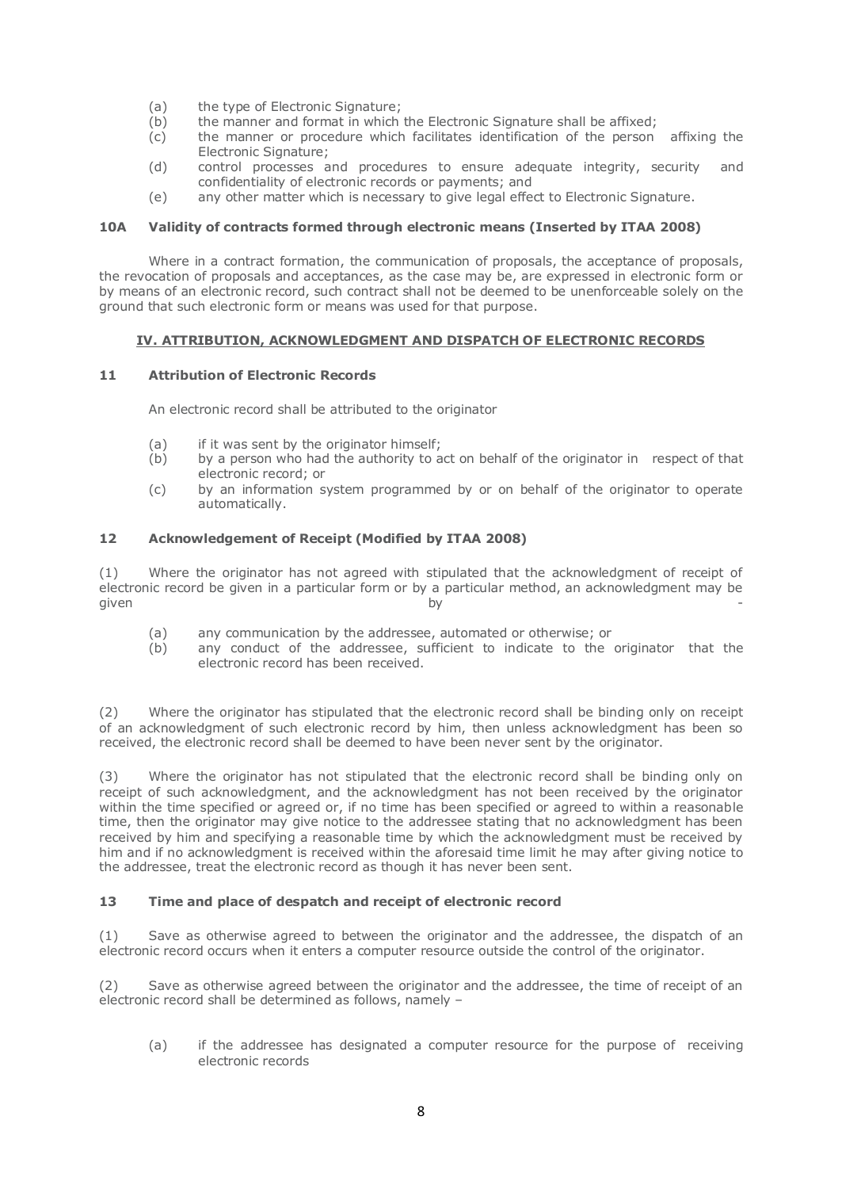(a) the type of Electronic Signature;
(b) the manner and format in which the Electronic Signature shall be affixed;
(c) the manner or procedure which facilitates identification of the person affixing the Electronic Signature;
(d) control processes and procedures to ensure adequate integrity, security and confidentiality of electronic records or payments; and
(e) any other matter which is necessary to give legal effect to Electronic Signature.

**10A Validity of contracts formed through electronic means (Inserted by ITAA 2008)**

Where in a contract formation, the communication of proposals, the acceptance of proposals, the revocation of proposals and acceptances, as the case may be, are expressed in electronic form or by means of an electronic record, such contract shall not be deemed to be unenforceable solely on the ground that such electronic form or means was used for that purpose.

## IV. ATTRIBUTION, ACKNOWLEDGMENT AND DISPATCH OF ELECTRONIC RECORDS

**11 Attribution of Electronic Records**

An electronic record shall be attributed to the originator

(a) if it was sent by the originator himself;
(b) by a person who had the authority to act on behalf of the originator in respect of that electronic record; or
(c) by an information system programmed by or on behalf of the originator to operate automatically.

**12 Acknowledgement of Receipt (Modified by ITAA 2008)**

(1) Where the originator has not agreed with stipulated that the acknowledgment of receipt of electronic record be given in a particular form or by a particular method, an acknowledgment may be given by -

(a) any communication by the addressee, automated or otherwise; or
(b) any conduct of the addressee, sufficient to indicate to the originator that the electronic record has been received.

(2) Where the originator has stipulated that the electronic record shall be binding only on receipt of an acknowledgment of such electronic record by him, then unless acknowledgment has been so received, the electronic record shall be deemed to have been never sent by the originator.

(3) Where the originator has not stipulated that the electronic record shall be binding only on receipt of such acknowledgment, and the acknowledgment has not been received by the originator within the time specified or agreed or, if no time has been specified or agreed to within a reasonable time, then the originator may give notice to the addressee stating that no acknowledgment has been received by him and specifying a reasonable time by which the acknowledgment must be received by him and if no acknowledgment is received within the aforesaid time limit he may after giving notice to the addressee, treat the electronic record as though it has never been sent.

**13 Time and place of despatch and receipt of electronic record**

(1) Save as otherwise agreed to between the originator and the addressee, the dispatch of an electronic record occurs when it enters a computer resource outside the control of the originator.

(2) Save as otherwise agreed between the originator and the addressee, the time of receipt of an electronic record shall be determined as follows, namely –

(a) if the addressee has designated a computer resource for the purpose of receiving electronic records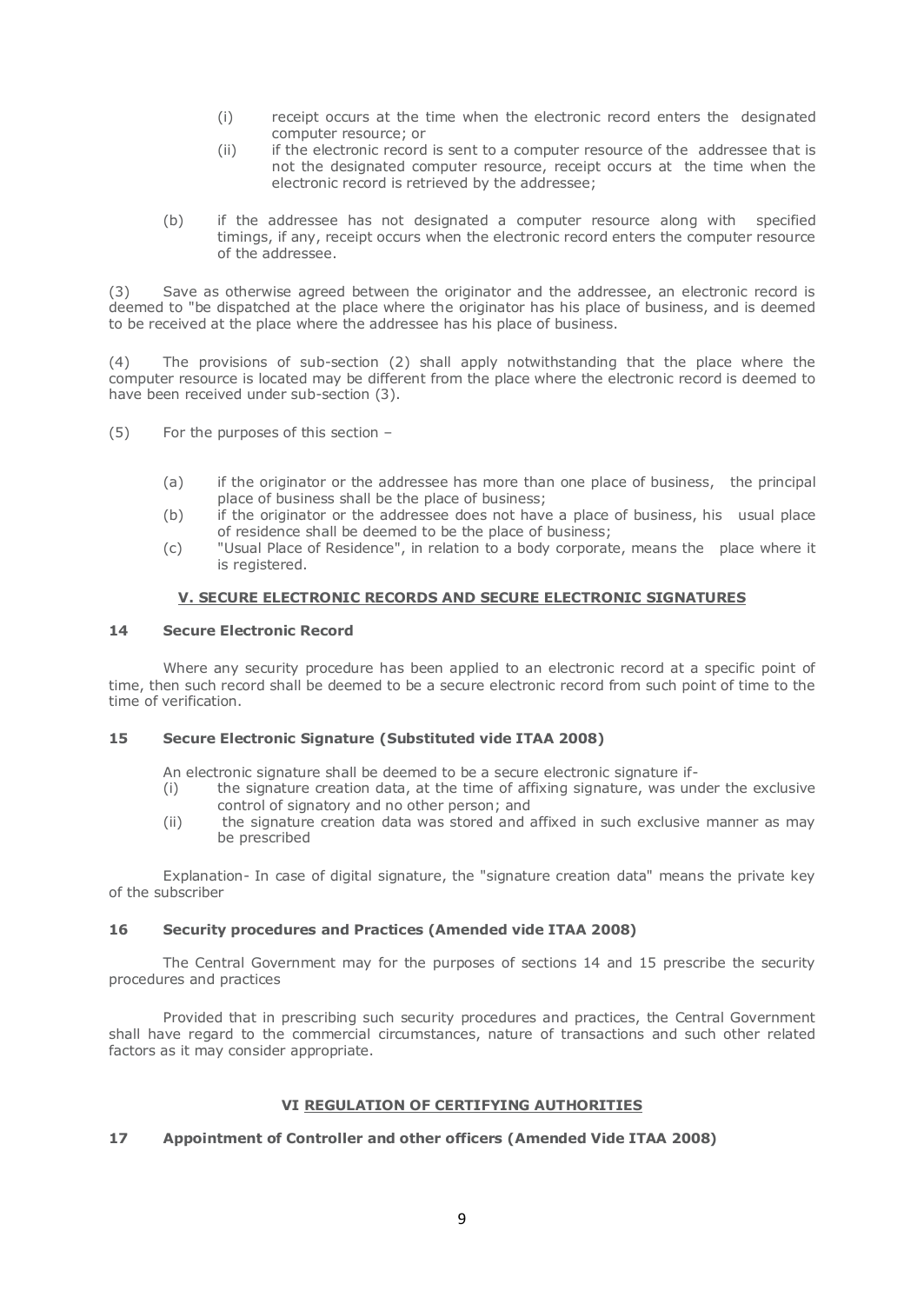(i) receipt occurs at the time when the electronic record enters the designated computer resource; or

(ii) if the electronic record is sent to a computer resource of the addressee that is not the designated computer resource, receipt occurs at the time when the electronic record is retrieved by the addressee;

(b) if the addressee has not designated a computer resource along with specified timings, if any, receipt occurs when the electronic record enters the computer resource of the addressee.

(3) Save as otherwise agreed between the originator and the addressee, an electronic record is deemed to "be dispatched at the place where the originator has his place of business, and is deemed to be received at the place where the addressee has his place of business.

(4) The provisions of sub-section (2) shall apply notwithstanding that the place where the computer resource is located may be different from the place where the electronic record is deemed to have been received under sub-section (3).

(5) For the purposes of this section –

(a) if the originator or the addressee has more than one place of business, the principal place of business shall be the place of business;

(b) if the originator or the addressee does not have a place of business, his usual place of residence shall be deemed to be the place of business;

(c) "Usual Place of Residence", in relation to a body corporate, means the place where it is registered.

## V. SECURE ELECTRONIC RECORDS AND SECURE ELECTRONIC SIGNATURES

### 14 Secure Electronic Record

Where any security procedure has been applied to an electronic record at a specific point of time, then such record shall be deemed to be a secure electronic record from such point of time to the time of verification.

### 15 Secure Electronic Signature (Substituted vide ITAA 2008)

An electronic signature shall be deemed to be a secure electronic signature if-

(i) the signature creation data, at the time of affixing signature, was under the exclusive control of signatory and no other person; and

(ii) the signature creation data was stored and affixed in such exclusive manner as may be prescribed

Explanation- In case of digital signature, the "signature creation data" means the private key of the subscriber

### 16 Security procedures and Practices (Amended vide ITAA 2008)

The Central Government may for the purposes of sections 14 and 15 prescribe the security procedures and practices

Provided that in prescribing such security procedures and practices, the Central Government shall have regard to the commercial circumstances, nature of transactions and such other related factors as it may consider appropriate.

## VI REGULATION OF CERTIFYING AUTHORITIES

### 17 Appointment of Controller and other officers (Amended Vide ITAA 2008)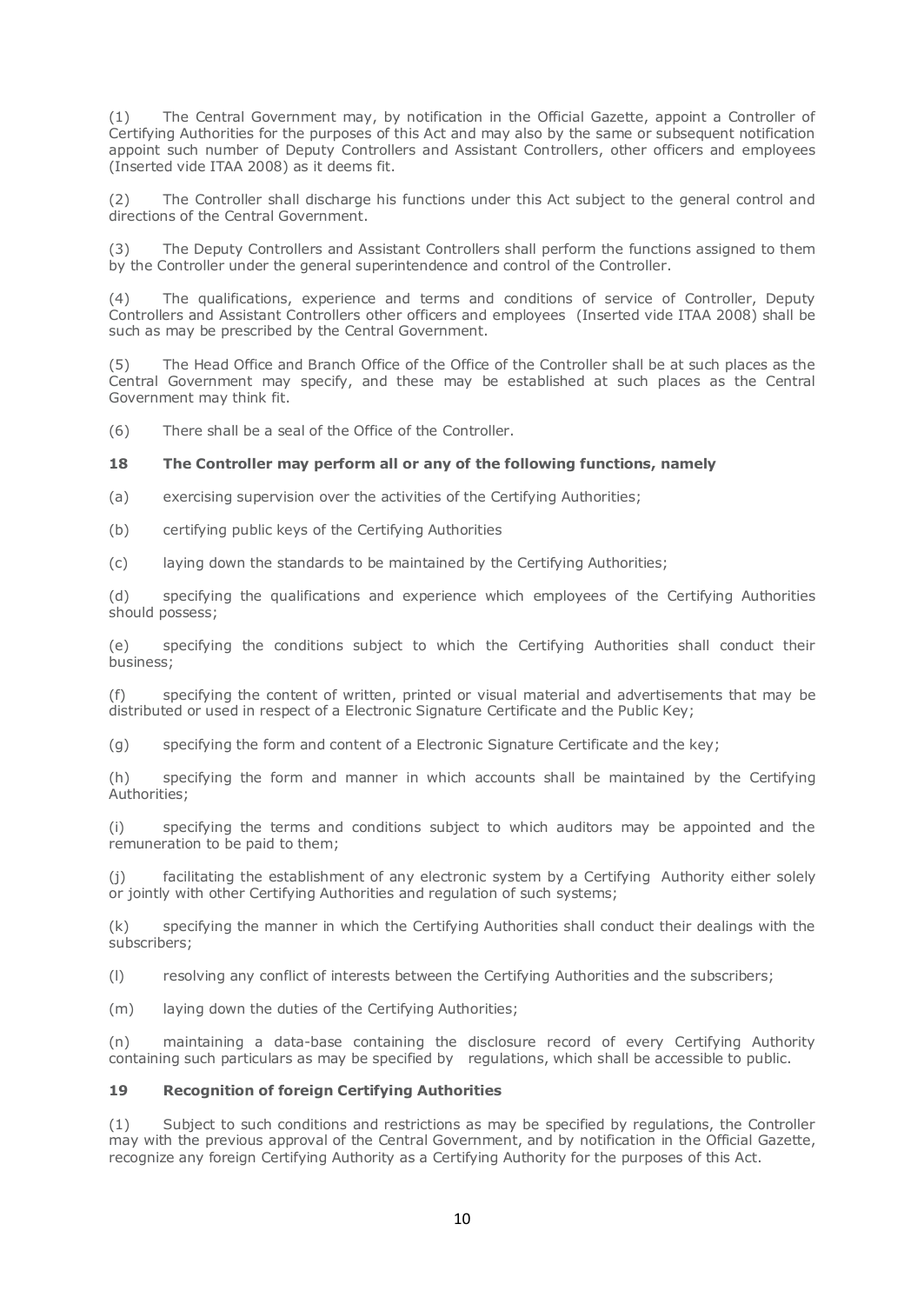(1) The Central Government may, by notification in the Official Gazette, appoint a Controller of Certifying Authorities for the purposes of this Act and may also by the same or subsequent notification appoint such number of Deputy Controllers and Assistant Controllers, other officers and employees (Inserted vide ITAA 2008) as it deems fit.

(2) The Controller shall discharge his functions under this Act subject to the general control and directions of the Central Government.

(3) The Deputy Controllers and Assistant Controllers shall perform the functions assigned to them by the Controller under the general superintendence and control of the Controller.

(4) The qualifications, experience and terms and conditions of service of Controller, Deputy Controllers and Assistant Controllers other officers and employees (Inserted vide ITAA 2008) shall be such as may be prescribed by the Central Government.

(5) The Head Office and Branch Office of the Office of the Controller shall be at such places as the Central Government may specify, and these may be established at such places as the Central Government may think fit.

(6) There shall be a seal of the Office of the Controller.

**18 The Controller may perform all or any of the following functions, namely**

(a) exercising supervision over the activities of the Certifying Authorities;

(b) certifying public keys of the Certifying Authorities

(c) laying down the standards to be maintained by the Certifying Authorities;

(d) specifying the qualifications and experience which employees of the Certifying Authorities should possess;

(e) specifying the conditions subject to which the Certifying Authorities shall conduct their business;

(f) specifying the content of written, printed or visual material and advertisements that may be distributed or used in respect of a Electronic Signature Certificate and the Public Key;

(g) specifying the form and content of a Electronic Signature Certificate and the key;

(h) specifying the form and manner in which accounts shall be maintained by the Certifying Authorities;

(i) specifying the terms and conditions subject to which auditors may be appointed and the remuneration to be paid to them;

(j) facilitating the establishment of any electronic system by a Certifying Authority either solely or jointly with other Certifying Authorities and regulation of such systems;

(k) specifying the manner in which the Certifying Authorities shall conduct their dealings with the subscribers;

(l) resolving any conflict of interests between the Certifying Authorities and the subscribers;

(m) laying down the duties of the Certifying Authorities;

(n) maintaining a data-base containing the disclosure record of every Certifying Authority containing such particulars as may be specified by regulations, which shall be accessible to public.

**19 Recognition of foreign Certifying Authorities**

(1) Subject to such conditions and restrictions as may be specified by regulations, the Controller may with the previous approval of the Central Government, and by notification in the Official Gazette, recognize any foreign Certifying Authority as a Certifying Authority for the purposes of this Act.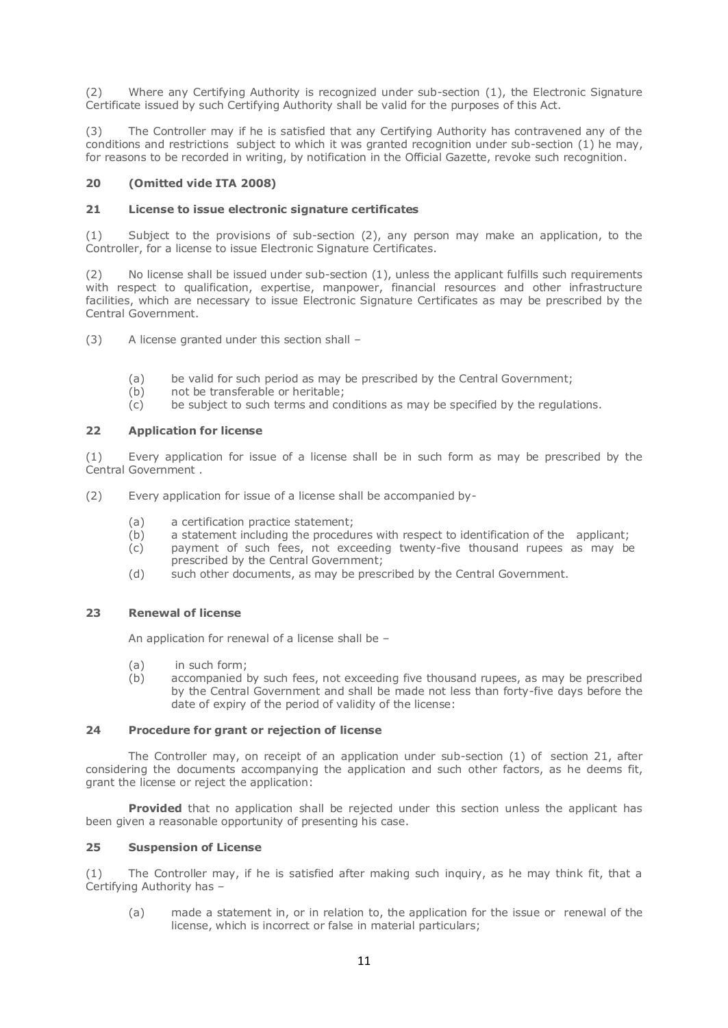(2) Where any Certifying Authority is recognized under sub-section (1), the Electronic Signature Certificate issued by such Certifying Authority shall be valid for the purposes of this Act.

(3) The Controller may if he is satisfied that any Certifying Authority has contravened any of the conditions and restrictions subject to which it was granted recognition under sub-section (1) he may, for reasons to be recorded in writing, by notification in the Official Gazette, revoke such recognition.

### 20 (Omitted vide ITA 2008)

### 21 License to issue electronic signature certificates

(1) Subject to the provisions of sub-section (2), any person may make an application, to the Controller, for a license to issue Electronic Signature Certificates.

(2) No license shall be issued under sub-section (1), unless the applicant fulfills such requirements with respect to qualification, expertise, manpower, financial resources and other infrastructure facilities, which are necessary to issue Electronic Signature Certificates as may be prescribed by the Central Government.

(3) A license granted under this section shall –

- (a) be valid for such period as may be prescribed by the Central Government;
- (b) not be transferable or heritable;
- (c) be subject to such terms and conditions as may be specified by the regulations.

### 22 Application for license

(1) Every application for issue of a license shall be in such form as may be prescribed by the Central Government .

(2) Every application for issue of a license shall be accompanied by-

- (a) a certification practice statement;
- (b) a statement including the procedures with respect to identification of the applicant;
- (c) payment of such fees, not exceeding twenty-five thousand rupees as may be prescribed by the Central Government;
- (d) such other documents, as may be prescribed by the Central Government.

### 23 Renewal of license

An application for renewal of a license shall be –

- (a) in such form;
- (b) accompanied by such fees, not exceeding five thousand rupees, as may be prescribed by the Central Government and shall be made not less than forty-five days before the date of expiry of the period of validity of the license:

### 24 Procedure for grant or rejection of license

The Controller may, on receipt of an application under sub-section (1) of section 21, after considering the documents accompanying the application and such other factors, as he deems fit, grant the license or reject the application:

**Provided** that no application shall be rejected under this section unless the applicant has been given a reasonable opportunity of presenting his case.

### 25 Suspension of License

(1) The Controller may, if he is satisfied after making such inquiry, as he may think fit, that a Certifying Authority has –

- (a) made a statement in, or in relation to, the application for the issue or renewal of the license, which is incorrect or false in material particulars;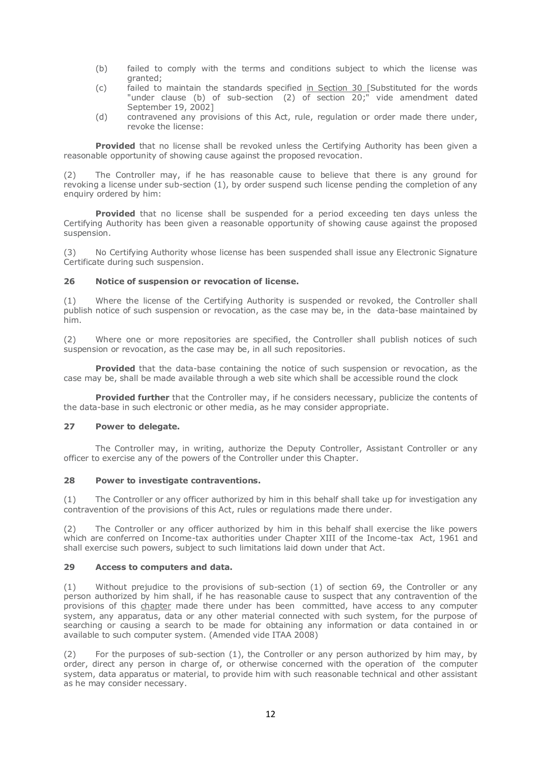(b) failed to comply with the terms and conditions subject to which the license was granted;

(c) failed to maintain the standards specified in Section 30 [Substituted for the words "under clause (b) of sub-section (2) of section 20;" vide amendment dated September 19, 2002]

(d) contravened any provisions of this Act, rule, regulation or order made there under, revoke the license:

**Provided** that no license shall be revoked unless the Certifying Authority has been given a reasonable opportunity of showing cause against the proposed revocation.

(2) The Controller may, if he has reasonable cause to believe that there is any ground for revoking a license under sub-section (1), by order suspend such license pending the completion of any enquiry ordered by him:

**Provided** that no license shall be suspended for a period exceeding ten days unless the Certifying Authority has been given a reasonable opportunity of showing cause against the proposed suspension.

(3) No Certifying Authority whose license has been suspended shall issue any Electronic Signature Certificate during such suspension.

### 26 Notice of suspension or revocation of license.

(1) Where the license of the Certifying Authority is suspended or revoked, the Controller shall publish notice of such suspension or revocation, as the case may be, in the data-base maintained by him.

(2) Where one or more repositories are specified, the Controller shall publish notices of such suspension or revocation, as the case may be, in all such repositories.

**Provided** that the data-base containing the notice of such suspension or revocation, as the case may be, shall be made available through a web site which shall be accessible round the clock

**Provided further** that the Controller may, if he considers necessary, publicize the contents of the data-base in such electronic or other media, as he may consider appropriate.

### 27 Power to delegate.

The Controller may, in writing, authorize the Deputy Controller, Assistant Controller or any officer to exercise any of the powers of the Controller under this Chapter.

### 28 Power to investigate contraventions.

(1) The Controller or any officer authorized by him in this behalf shall take up for investigation any contravention of the provisions of this Act, rules or regulations made there under.

(2) The Controller or any officer authorized by him in this behalf shall exercise the like powers which are conferred on Income-tax authorities under Chapter XIII of the Income-tax Act, 1961 and shall exercise such powers, subject to such limitations laid down under that Act.

### 29 Access to computers and data.

(1) Without prejudice to the provisions of sub-section (1) of section 69, the Controller or any person authorized by him shall, if he has reasonable cause to suspect that any contravention of the provisions of this chapter made there under has been committed, have access to any computer system, any apparatus, data or any other material connected with such system, for the purpose of searching or causing a search to be made for obtaining any information or data contained in or available to such computer system. (Amended vide ITAA 2008)

(2) For the purposes of sub-section (1), the Controller or any person authorized by him may, by order, direct any person in charge of, or otherwise concerned with the operation of the computer system, data apparatus or material, to provide him with such reasonable technical and other assistant as he may consider necessary.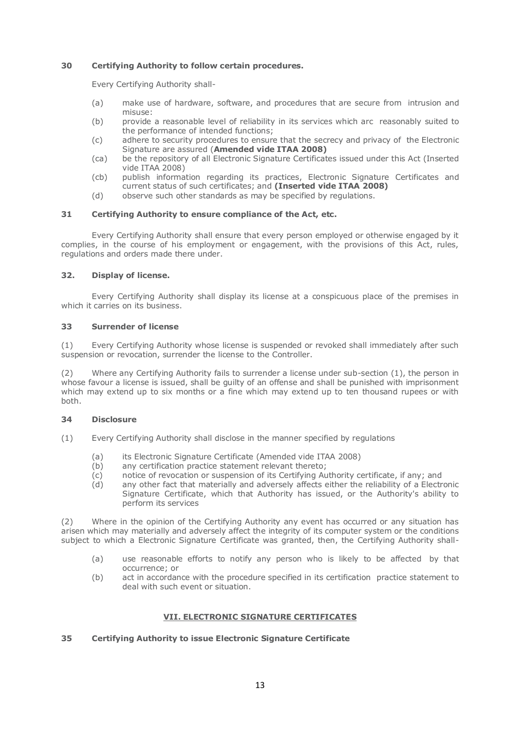### 30 Certifying Authority to follow certain procedures.

Every Certifying Authority shall-

(a) make use of hardware, software, and procedures that are secure from intrusion and misuse:

(b) provide a reasonable level of reliability in its services which arc reasonably suited to the performance of intended functions;

(c) adhere to security procedures to ensure that the secrecy and privacy of the Electronic Signature are assured (**Amended vide ITAA 2008)**

(ca) be the repository of all Electronic Signature Certificates issued under this Act (Inserted vide ITAA 2008)

(cb) publish information regarding its practices, Electronic Signature Certificates and current status of such certificates; and **(Inserted vide ITAA 2008)**

(d) observe such other standards as may be specified by regulations.

### 31 Certifying Authority to ensure compliance of the Act, etc.

Every Certifying Authority shall ensure that every person employed or otherwise engaged by it complies, in the course of his employment or engagement, with the provisions of this Act, rules, regulations and orders made there under.

### 32. Display of license.

Every Certifying Authority shall display its license at a conspicuous place of the premises in which it carries on its business.

### 33 Surrender of license

(1) Every Certifying Authority whose license is suspended or revoked shall immediately after such suspension or revocation, surrender the license to the Controller.

(2) Where any Certifying Authority fails to surrender a license under sub-section (1), the person in whose favour a license is issued, shall be guilty of an offense and shall be punished with imprisonment which may extend up to six months or a fine which may extend up to ten thousand rupees or with both.

### 34 Disclosure

(1) Every Certifying Authority shall disclose in the manner specified by regulations

(a) its Electronic Signature Certificate (Amended vide ITAA 2008)

(b) any certification practice statement relevant thereto;

(c) notice of revocation or suspension of its Certifying Authority certificate, if any; and

(d) any other fact that materially and adversely affects either the reliability of a Electronic Signature Certificate, which that Authority has issued, or the Authority's ability to perform its services

(2) Where in the opinion of the Certifying Authority any event has occurred or any situation has arisen which may materially and adversely affect the integrity of its computer system or the conditions subject to which a Electronic Signature Certificate was granted, then, the Certifying Authority shall-

(a) use reasonable efforts to notify any person who is likely to be affected by that occurrence; or

(b) act in accordance with the procedure specified in its certification practice statement to deal with such event or situation.

## VII. ELECTRONIC SIGNATURE CERTIFICATES

### 35 Certifying Authority to issue Electronic Signature Certificate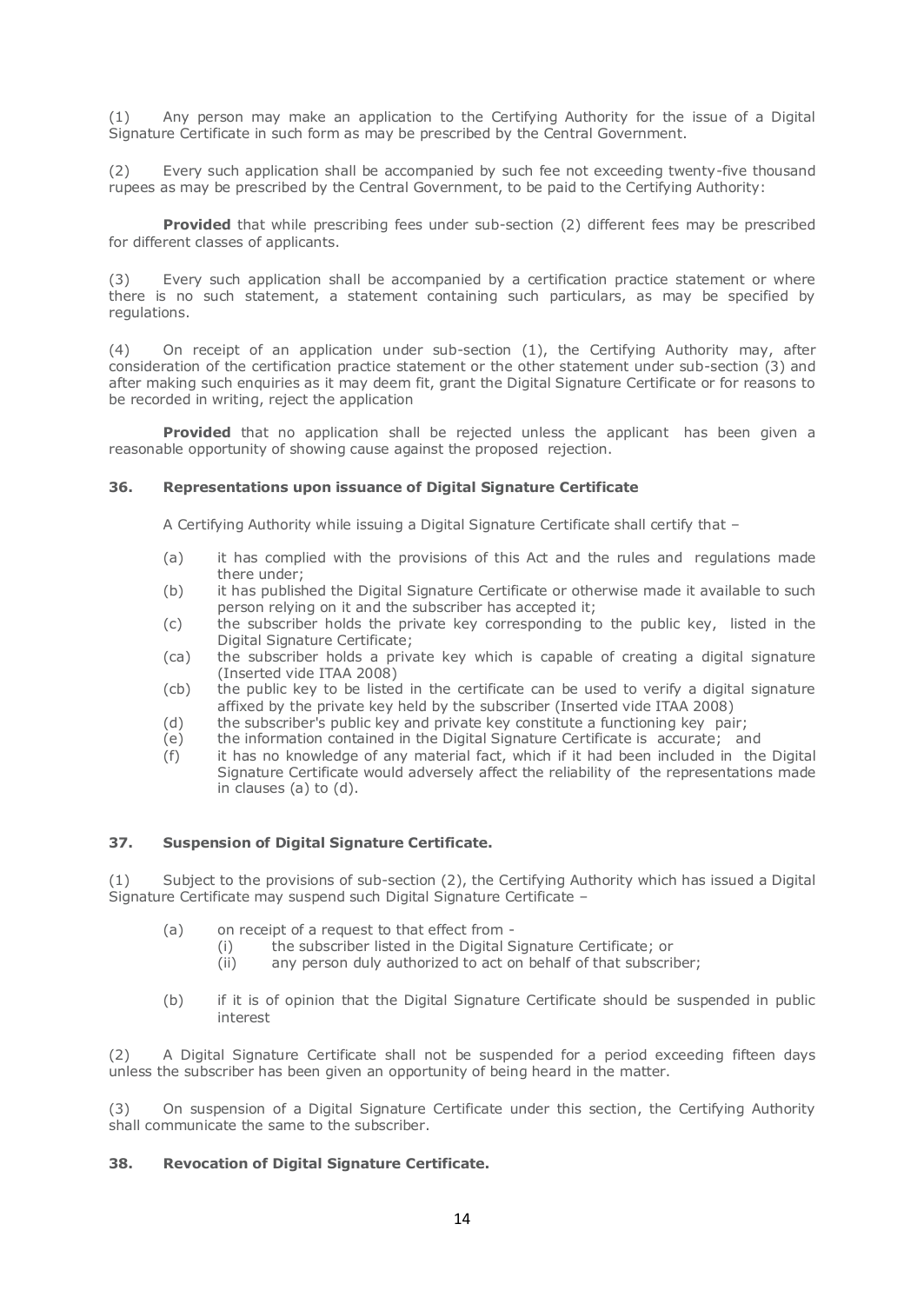(1) Any person may make an application to the Certifying Authority for the issue of a Digital Signature Certificate in such form as may be prescribed by the Central Government.

(2) Every such application shall be accompanied by such fee not exceeding twenty-five thousand rupees as may be prescribed by the Central Government, to be paid to the Certifying Authority:

**Provided** that while prescribing fees under sub-section (2) different fees may be prescribed for different classes of applicants.

(3) Every such application shall be accompanied by a certification practice statement or where there is no such statement, a statement containing such particulars, as may be specified by regulations.

(4) On receipt of an application under sub-section (1), the Certifying Authority may, after consideration of the certification practice statement or the other statement under sub-section (3) and after making such enquiries as it may deem fit, grant the Digital Signature Certificate or for reasons to be recorded in writing, reject the application

**Provided** that no application shall be rejected unless the applicant has been given a reasonable opportunity of showing cause against the proposed rejection.

### 36. Representations upon issuance of Digital Signature Certificate

A Certifying Authority while issuing a Digital Signature Certificate shall certify that –

- (a) it has complied with the provisions of this Act and the rules and regulations made there under;
- (b) it has published the Digital Signature Certificate or otherwise made it available to such person relying on it and the subscriber has accepted it;
- (c) the subscriber holds the private key corresponding to the public key, listed in the Digital Signature Certificate;
- (ca) the subscriber holds a private key which is capable of creating a digital signature (Inserted vide ITAA 2008)
- (cb) the public key to be listed in the certificate can be used to verify a digital signature affixed by the private key held by the subscriber (Inserted vide ITAA 2008)
- (d) the subscriber's public key and private key constitute a functioning key pair;
- (e) the information contained in the Digital Signature Certificate is accurate; and
- (f) it has no knowledge of any material fact, which if it had been included in the Digital Signature Certificate would adversely affect the reliability of the representations made in clauses (a) to (d).

### 37. Suspension of Digital Signature Certificate.

(1) Subject to the provisions of sub-section (2), the Certifying Authority which has issued a Digital Signature Certificate may suspend such Digital Signature Certificate –

- (a) on receipt of a request to that effect from -
  - (i) the subscriber listed in the Digital Signature Certificate; or
  - (ii) any person duly authorized to act on behalf of that subscriber;
- (b) if it is of opinion that the Digital Signature Certificate should be suspended in public interest

(2) A Digital Signature Certificate shall not be suspended for a period exceeding fifteen days unless the subscriber has been given an opportunity of being heard in the matter.

(3) On suspension of a Digital Signature Certificate under this section, the Certifying Authority shall communicate the same to the subscriber.

### 38. Revocation of Digital Signature Certificate.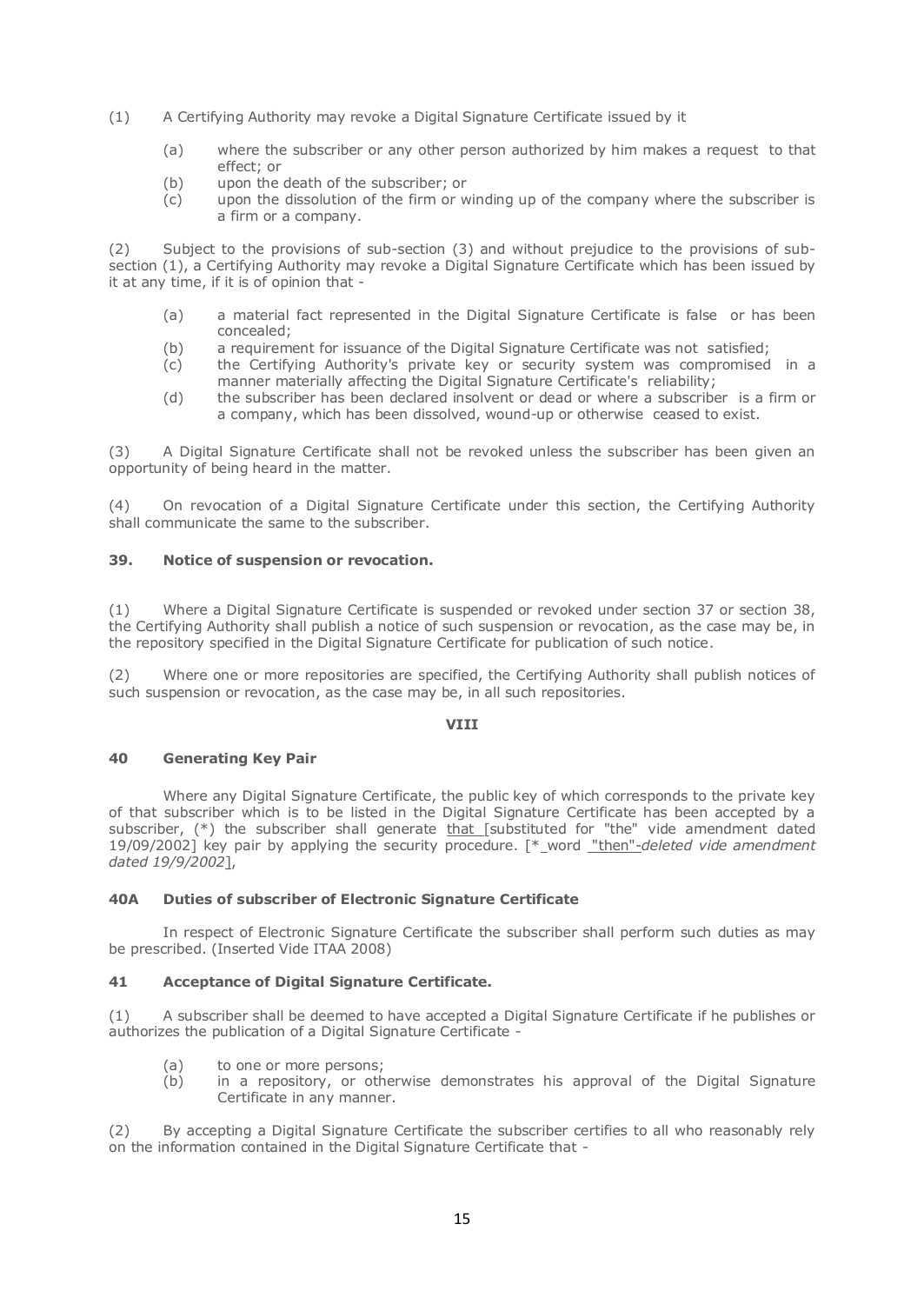(1) A Certifying Authority may revoke a Digital Signature Certificate issued by it

(a) where the subscriber or any other person authorized by him makes a request to that effect; or
(b) upon the death of the subscriber; or
(c) upon the dissolution of the firm or winding up of the company where the subscriber is a firm or a company.

(2) Subject to the provisions of sub-section (3) and without prejudice to the provisions of sub-section (1), a Certifying Authority may revoke a Digital Signature Certificate which has been issued by it at any time, if it is of opinion that -

(a) a material fact represented in the Digital Signature Certificate is false or has been concealed;
(b) a requirement for issuance of the Digital Signature Certificate was not satisfied;
(c) the Certifying Authority's private key or security system was compromised in a manner materially affecting the Digital Signature Certificate's reliability;
(d) the subscriber has been declared insolvent or dead or where a subscriber is a firm or a company, which has been dissolved, wound-up or otherwise ceased to exist.

(3) A Digital Signature Certificate shall not be revoked unless the subscriber has been given an opportunity of being heard in the matter.

(4) On revocation of a Digital Signature Certificate under this section, the Certifying Authority shall communicate the same to the subscriber.

### 39. Notice of suspension or revocation.

(1) Where a Digital Signature Certificate is suspended or revoked under section 37 or section 38, the Certifying Authority shall publish a notice of such suspension or revocation, as the case may be, in the repository specified in the Digital Signature Certificate for publication of such notice.

(2) Where one or more repositories are specified, the Certifying Authority shall publish notices of such suspension or revocation, as the case may be, in all such repositories.

**VIII**

### 40 Generating Key Pair

Where any Digital Signature Certificate, the public key of which corresponds to the private key of that subscriber which is to be listed in the Digital Signature Certificate has been accepted by a subscriber, (*) the subscriber shall generate that [substituted for "the" vide amendment dated 19/09/2002] key pair by applying the security procedure. [* word "then"-*deleted vide amendment dated 19/9/2002*],

### 40A Duties of subscriber of Electronic Signature Certificate

In respect of Electronic Signature Certificate the subscriber shall perform such duties as may be prescribed. (Inserted Vide ITAA 2008)

### 41 Acceptance of Digital Signature Certificate.

(1) A subscriber shall be deemed to have accepted a Digital Signature Certificate if he publishes or authorizes the publication of a Digital Signature Certificate -

(a) to one or more persons;
(b) in a repository, or otherwise demonstrates his approval of the Digital Signature Certificate in any manner.

(2) By accepting a Digital Signature Certificate the subscriber certifies to all who reasonably rely on the information contained in the Digital Signature Certificate that -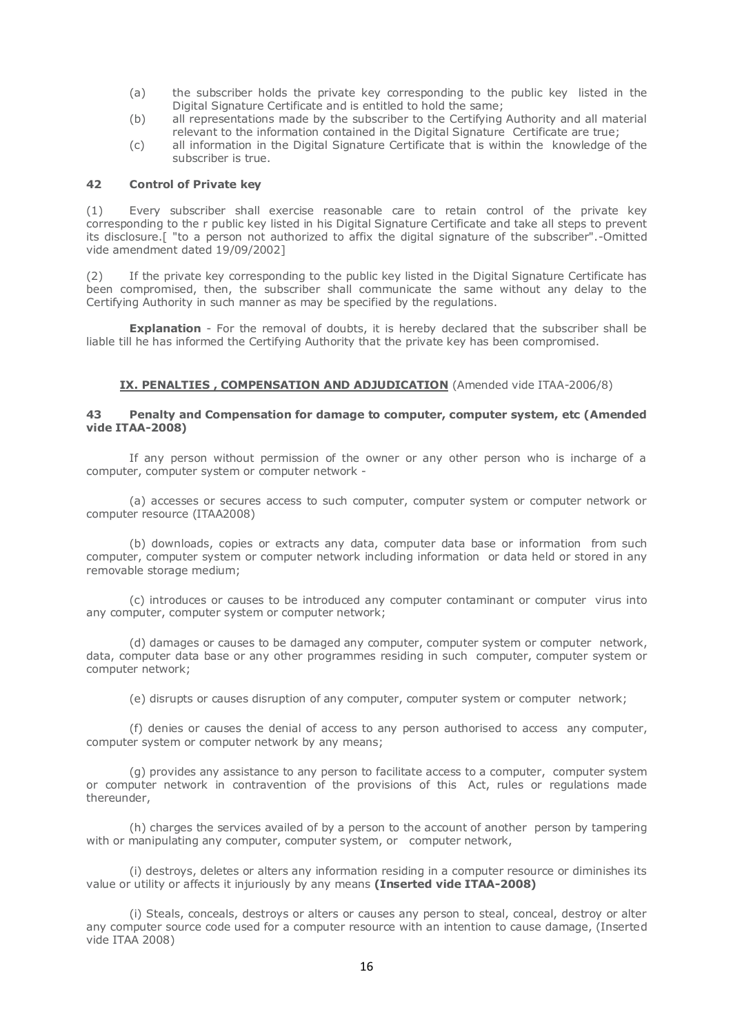(a) the subscriber holds the private key corresponding to the public key listed in the Digital Signature Certificate and is entitled to hold the same;

(b) all representations made by the subscriber to the Certifying Authority and all material relevant to the information contained in the Digital Signature Certificate are true;

(c) all information in the Digital Signature Certificate that is within the knowledge of the subscriber is true.

### 42 Control of Private key

(1) Every subscriber shall exercise reasonable care to retain control of the private key corresponding to the r public key listed in his Digital Signature Certificate and take all steps to prevent its disclosure.[ "to a person not authorized to affix the digital signature of the subscriber".-Omitted vide amendment dated 19/09/2002]

(2) If the private key corresponding to the public key listed in the Digital Signature Certificate has been compromised, then, the subscriber shall communicate the same without any delay to the Certifying Authority in such manner as may be specified by the regulations.

**Explanation** - For the removal of doubts, it is hereby declared that the subscriber shall be liable till he has informed the Certifying Authority that the private key has been compromised.

## IX. PENALTIES , COMPENSATION AND ADJUDICATION (Amended vide ITAA-2006/8)

### 43 Penalty and Compensation for damage to computer, computer system, etc (Amended vide ITAA-2008)

If any person without permission of the owner or any other person who is incharge of a computer, computer system or computer network -

(a) accesses or secures access to such computer, computer system or computer network or computer resource (ITAA2008)

(b) downloads, copies or extracts any data, computer data base or information from such computer, computer system or computer network including information or data held or stored in any removable storage medium;

(c) introduces or causes to be introduced any computer contaminant or computer virus into any computer, computer system or computer network;

(d) damages or causes to be damaged any computer, computer system or computer network, data, computer data base or any other programmes residing in such computer, computer system or computer network;

(e) disrupts or causes disruption of any computer, computer system or computer network;

(f) denies or causes the denial of access to any person authorised to access any computer, computer system or computer network by any means;

(g) provides any assistance to any person to facilitate access to a computer, computer system or computer network in contravention of the provisions of this Act, rules or regulations made thereunder,

(h) charges the services availed of by a person to the account of another person by tampering with or manipulating any computer, computer system, or computer network,

(i) destroys, deletes or alters any information residing in a computer resource or diminishes its value or utility or affects it injuriously by any means **(Inserted vide ITAA-2008)**

(i) Steals, conceals, destroys or alters or causes any person to steal, conceal, destroy or alter any computer source code used for a computer resource with an intention to cause damage, (Inserted vide ITAA 2008)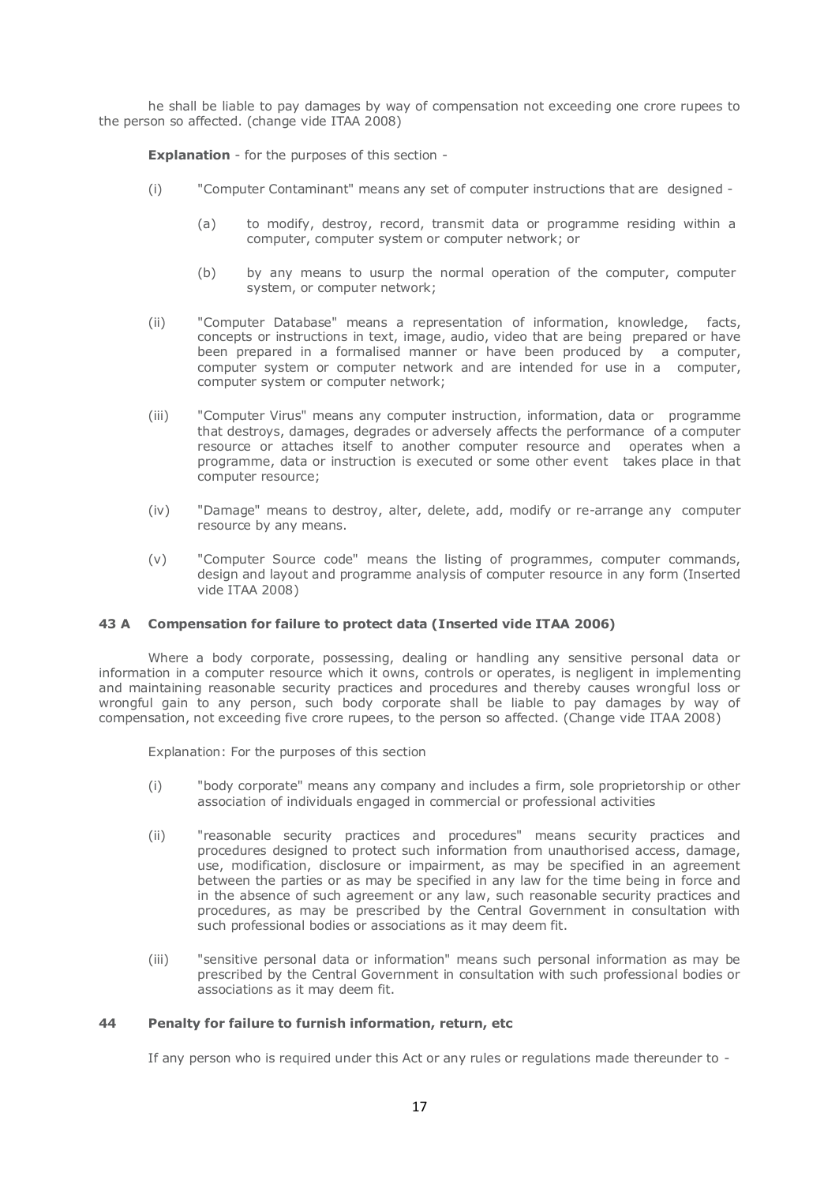he shall be liable to pay damages by way of compensation not exceeding one crore rupees to the person so affected. (change vide ITAA 2008)

**Explanation** - for the purposes of this section -

(i) "Computer Contaminant" means any set of computer instructions that are designed -

(a) to modify, destroy, record, transmit data or programme residing within a computer, computer system or computer network; or

(b) by any means to usurp the normal operation of the computer, computer system, or computer network;

(ii) "Computer Database" means a representation of information, knowledge, facts, concepts or instructions in text, image, audio, video that are being prepared or have been prepared in a formalised manner or have been produced by a computer, computer system or computer network and are intended for use in a computer, computer system or computer network;

(iii) "Computer Virus" means any computer instruction, information, data or programme that destroys, damages, degrades or adversely affects the performance of a computer resource or attaches itself to another computer resource and operates when a programme, data or instruction is executed or some other event takes place in that computer resource;

(iv) "Damage" means to destroy, alter, delete, add, modify or re-arrange any computer resource by any means.

(v) "Computer Source code" means the listing of programmes, computer commands, design and layout and programme analysis of computer resource in any form (Inserted vide ITAA 2008)

### 43 A Compensation for failure to protect data (Inserted vide ITAA 2006)

Where a body corporate, possessing, dealing or handling any sensitive personal data or information in a computer resource which it owns, controls or operates, is negligent in implementing and maintaining reasonable security practices and procedures and thereby causes wrongful loss or wrongful gain to any person, such body corporate shall be liable to pay damages by way of compensation, not exceeding five crore rupees, to the person so affected. (Change vide ITAA 2008)

Explanation: For the purposes of this section

(i) "body corporate" means any company and includes a firm, sole proprietorship or other association of individuals engaged in commercial or professional activities

(ii) "reasonable security practices and procedures" means security practices and procedures designed to protect such information from unauthorised access, damage, use, modification, disclosure or impairment, as may be specified in an agreement between the parties or as may be specified in any law for the time being in force and in the absence of such agreement or any law, such reasonable security practices and procedures, as may be prescribed by the Central Government in consultation with such professional bodies or associations as it may deem fit.

(iii) "sensitive personal data or information" means such personal information as may be prescribed by the Central Government in consultation with such professional bodies or associations as it may deem fit.

### 44 Penalty for failure to furnish information, return, etc

If any person who is required under this Act or any rules or regulations made thereunder to -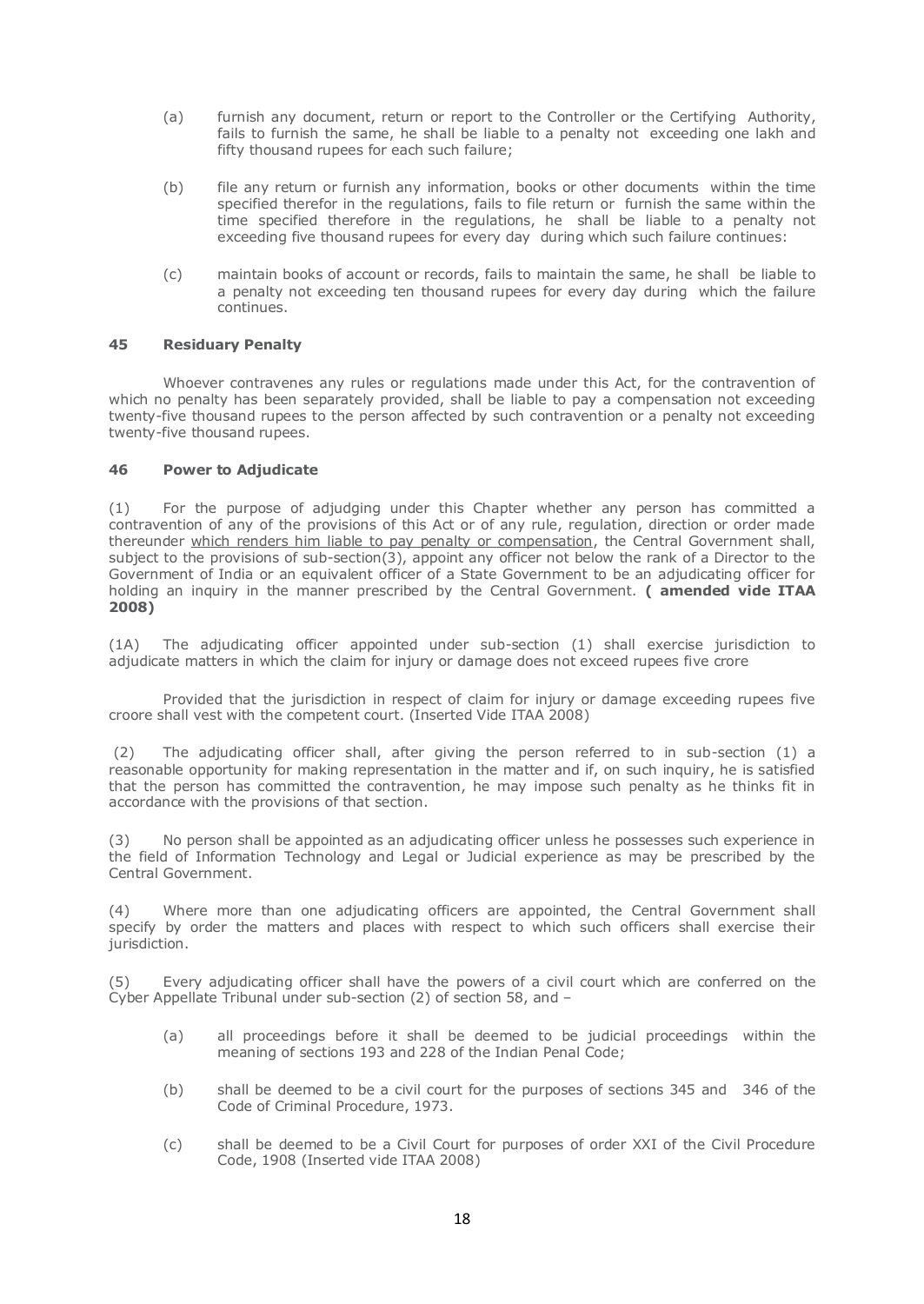(a) furnish any document, return or report to the Controller or the Certifying Authority, fails to furnish the same, he shall be liable to a penalty not exceeding one lakh and fifty thousand rupees for each such failure;

(b) file any return or furnish any information, books or other documents within the time specified therefor in the regulations, fails to file return or furnish the same within the time specified therefore in the regulations, he shall be liable to a penalty not exceeding five thousand rupees for every day during which such failure continues:

(c) maintain books of account or records, fails to maintain the same, he shall be liable to a penalty not exceeding ten thousand rupees for every day during which the failure continues.

**45 Residuary Penalty**

Whoever contravenes any rules or regulations made under this Act, for the contravention of which no penalty has been separately provided, shall be liable to pay a compensation not exceeding twenty-five thousand rupees to the person affected by such contravention or a penalty not exceeding twenty-five thousand rupees.

**46 Power to Adjudicate**

(1) For the purpose of adjudging under this Chapter whether any person has committed a contravention of any of the provisions of this Act or of any rule, regulation, direction or order made thereunder which renders him liable to pay penalty or compensation, the Central Government shall, subject to the provisions of sub-section(3), appoint any officer not below the rank of a Director to the Government of India or an equivalent officer of a State Government to be an adjudicating officer for holding an inquiry in the manner prescribed by the Central Government. **( amended vide ITAA 2008)**

(1A) The adjudicating officer appointed under sub-section (1) shall exercise jurisdiction to adjudicate matters in which the claim for injury or damage does not exceed rupees five crore

Provided that the jurisdiction in respect of claim for injury or damage exceeding rupees five croore shall vest with the competent court. (Inserted Vide ITAA 2008)

(2) The adjudicating officer shall, after giving the person referred to in sub-section (1) a reasonable opportunity for making representation in the matter and if, on such inquiry, he is satisfied that the person has committed the contravention, he may impose such penalty as he thinks fit in accordance with the provisions of that section.

(3) No person shall be appointed as an adjudicating officer unless he possesses such experience in the field of Information Technology and Legal or Judicial experience as may be prescribed by the Central Government.

(4) Where more than one adjudicating officers are appointed, the Central Government shall specify by order the matters and places with respect to which such officers shall exercise their jurisdiction.

(5) Every adjudicating officer shall have the powers of a civil court which are conferred on the Cyber Appellate Tribunal under sub-section (2) of section 58, and –

(a) all proceedings before it shall be deemed to be judicial proceedings within the meaning of sections 193 and 228 of the Indian Penal Code;

(b) shall be deemed to be a civil court for the purposes of sections 345 and 346 of the Code of Criminal Procedure, 1973.

(c) shall be deemed to be a Civil Court for purposes of order XXI of the Civil Procedure Code, 1908 (Inserted vide ITAA 2008)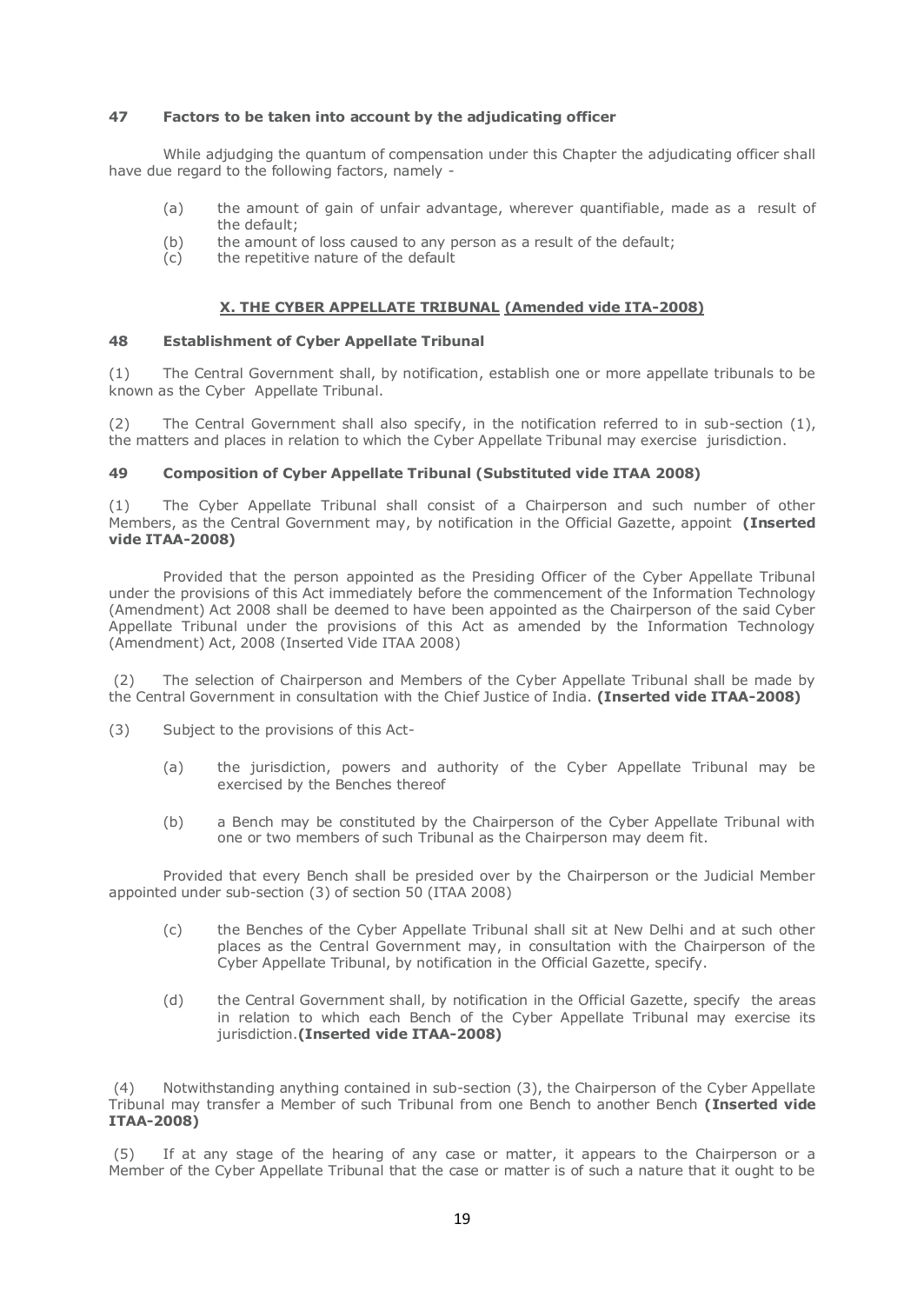### 47 Factors to be taken into account by the adjudicating officer

While adjudging the quantum of compensation under this Chapter the adjudicating officer shall have due regard to the following factors, namely -

(a) the amount of gain of unfair advantage, wherever quantifiable, made as a result of the default;

(b) the amount of loss caused to any person as a result of the default;

(c) the repetitive nature of the default

## X. THE CYBER APPELLATE TRIBUNAL (Amended vide ITA-2008)

### 48 Establishment of Cyber Appellate Tribunal

(1) The Central Government shall, by notification, establish one or more appellate tribunals to be known as the Cyber Appellate Tribunal.

(2) The Central Government shall also specify, in the notification referred to in sub-section (1), the matters and places in relation to which the Cyber Appellate Tribunal may exercise jurisdiction.

### 49 Composition of Cyber Appellate Tribunal (Substituted vide ITAA 2008)

(1) The Cyber Appellate Tribunal shall consist of a Chairperson and such number of other Members, as the Central Government may, by notification in the Official Gazette, appoint **(Inserted vide ITAA-2008)**

Provided that the person appointed as the Presiding Officer of the Cyber Appellate Tribunal under the provisions of this Act immediately before the commencement of the Information Technology (Amendment) Act 2008 shall be deemed to have been appointed as the Chairperson of the said Cyber Appellate Tribunal under the provisions of this Act as amended by the Information Technology (Amendment) Act, 2008 (Inserted Vide ITAA 2008)

(2) The selection of Chairperson and Members of the Cyber Appellate Tribunal shall be made by the Central Government in consultation with the Chief Justice of India. **(Inserted vide ITAA-2008)**

(3) Subject to the provisions of this Act-

(a) the jurisdiction, powers and authority of the Cyber Appellate Tribunal may be exercised by the Benches thereof

(b) a Bench may be constituted by the Chairperson of the Cyber Appellate Tribunal with one or two members of such Tribunal as the Chairperson may deem fit.

Provided that every Bench shall be presided over by the Chairperson or the Judicial Member appointed under sub-section (3) of section 50 (ITAA 2008)

(c) the Benches of the Cyber Appellate Tribunal shall sit at New Delhi and at such other places as the Central Government may, in consultation with the Chairperson of the Cyber Appellate Tribunal, by notification in the Official Gazette, specify.

(d) the Central Government shall, by notification in the Official Gazette, specify the areas in relation to which each Bench of the Cyber Appellate Tribunal may exercise its jurisdiction.**(Inserted vide ITAA-2008)**

(4) Notwithstanding anything contained in sub-section (3), the Chairperson of the Cyber Appellate Tribunal may transfer a Member of such Tribunal from one Bench to another Bench **(Inserted vide ITAA-2008)**

(5) If at any stage of the hearing of any case or matter, it appears to the Chairperson or a Member of the Cyber Appellate Tribunal that the case or matter is of such a nature that it ought to be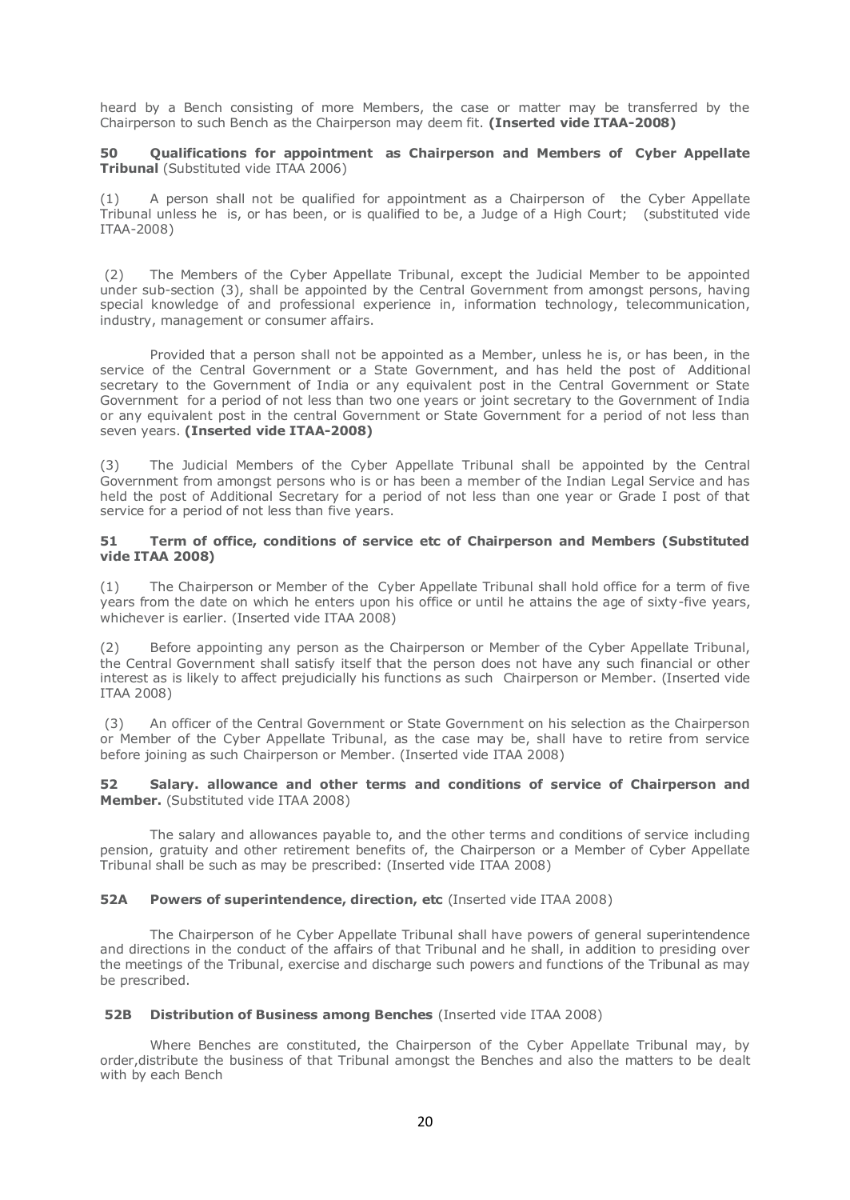heard by a Bench consisting of more Members, the case or matter may be transferred by the Chairperson to such Bench as the Chairperson may deem fit. **(Inserted vide ITAA-2008)**

**50 Qualifications for appointment as Chairperson and Members of Cyber Appellate Tribunal** (Substituted vide ITAA 2006)

(1) A person shall not be qualified for appointment as a Chairperson of the Cyber Appellate Tribunal unless he is, or has been, or is qualified to be, a Judge of a High Court; (substituted vide ITAA-2008)

(2) The Members of the Cyber Appellate Tribunal, except the Judicial Member to be appointed under sub-section (3), shall be appointed by the Central Government from amongst persons, having special knowledge of and professional experience in, information technology, telecommunication, industry, management or consumer affairs.

Provided that a person shall not be appointed as a Member, unless he is, or has been, in the service of the Central Government or a State Government, and has held the post of Additional secretary to the Government of India or any equivalent post in the Central Government or State Government for a period of not less than two one years or joint secretary to the Government of India or any equivalent post in the central Government or State Government for a period of not less than seven years. **(Inserted vide ITAA-2008)**

(3) The Judicial Members of the Cyber Appellate Tribunal shall be appointed by the Central Government from amongst persons who is or has been a member of the Indian Legal Service and has held the post of Additional Secretary for a period of not less than one year or Grade I post of that service for a period of not less than five years.

**51 Term of office, conditions of service etc of Chairperson and Members (Substituted vide ITAA 2008)**

(1) The Chairperson or Member of the Cyber Appellate Tribunal shall hold office for a term of five years from the date on which he enters upon his office or until he attains the age of sixty-five years, whichever is earlier. (Inserted vide ITAA 2008)

(2) Before appointing any person as the Chairperson or Member of the Cyber Appellate Tribunal, the Central Government shall satisfy itself that the person does not have any such financial or other interest as is likely to affect prejudicially his functions as such Chairperson or Member. (Inserted vide ITAA 2008)

(3) An officer of the Central Government or State Government on his selection as the Chairperson or Member of the Cyber Appellate Tribunal, as the case may be, shall have to retire from service before joining as such Chairperson or Member. (Inserted vide ITAA 2008)

**52 Salary. allowance and other terms and conditions of service of Chairperson and Member.** (Substituted vide ITAA 2008)

The salary and allowances payable to, and the other terms and conditions of service including pension, gratuity and other retirement benefits of, the Chairperson or a Member of Cyber Appellate Tribunal shall be such as may be prescribed: (Inserted vide ITAA 2008)

**52A Powers of superintendence, direction, etc** (Inserted vide ITAA 2008)

The Chairperson of he Cyber Appellate Tribunal shall have powers of general superintendence and directions in the conduct of the affairs of that Tribunal and he shall, in addition to presiding over the meetings of the Tribunal, exercise and discharge such powers and functions of the Tribunal as may be prescribed.

**52B Distribution of Business among Benches** (Inserted vide ITAA 2008)

Where Benches are constituted, the Chairperson of the Cyber Appellate Tribunal may, by order,distribute the business of that Tribunal amongst the Benches and also the matters to be dealt with by each Bench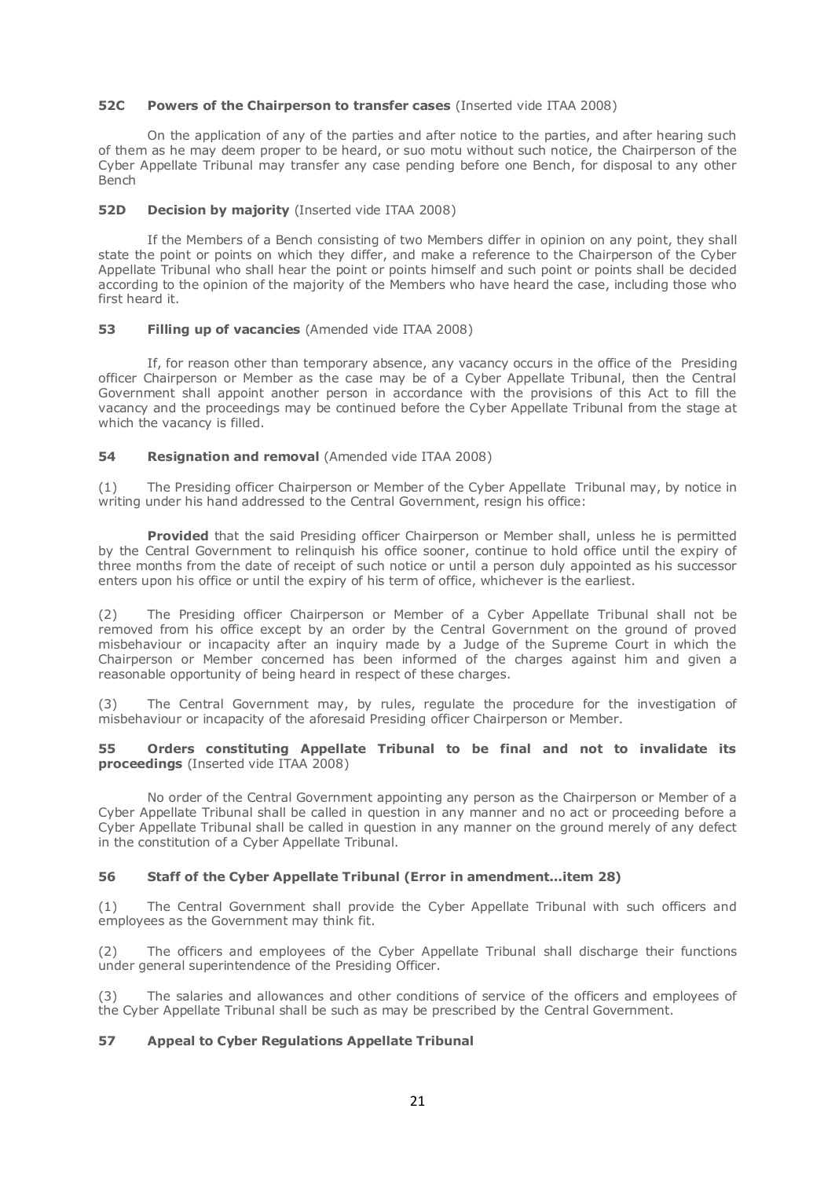**52C Powers of the Chairperson to transfer cases** (Inserted vide ITAA 2008)

On the application of any of the parties and after notice to the parties, and after hearing such of them as he may deem proper to be heard, or suo motu without such notice, the Chairperson of the Cyber Appellate Tribunal may transfer any case pending before one Bench, for disposal to any other Bench

**52D Decision by majority** (Inserted vide ITAA 2008)

If the Members of a Bench consisting of two Members differ in opinion on any point, they shall state the point or points on which they differ, and make a reference to the Chairperson of the Cyber Appellate Tribunal who shall hear the point or points himself and such point or points shall be decided according to the opinion of the majority of the Members who have heard the case, including those who first heard it.

**53 Filling up of vacancies** (Amended vide ITAA 2008)

If, for reason other than temporary absence, any vacancy occurs in the office of the Presiding officer Chairperson or Member as the case may be of a Cyber Appellate Tribunal, then the Central Government shall appoint another person in accordance with the provisions of this Act to fill the vacancy and the proceedings may be continued before the Cyber Appellate Tribunal from the stage at which the vacancy is filled.

**54 Resignation and removal** (Amended vide ITAA 2008)

(1) The Presiding officer Chairperson or Member of the Cyber Appellate Tribunal may, by notice in writing under his hand addressed to the Central Government, resign his office:

**Provided** that the said Presiding officer Chairperson or Member shall, unless he is permitted by the Central Government to relinquish his office sooner, continue to hold office until the expiry of three months from the date of receipt of such notice or until a person duly appointed as his successor enters upon his office or until the expiry of his term of office, whichever is the earliest.

(2) The Presiding officer Chairperson or Member of a Cyber Appellate Tribunal shall not be removed from his office except by an order by the Central Government on the ground of proved misbehaviour or incapacity after an inquiry made by a Judge of the Supreme Court in which the Chairperson or Member concerned has been informed of the charges against him and given a reasonable opportunity of being heard in respect of these charges.

(3) The Central Government may, by rules, regulate the procedure for the investigation of misbehaviour or incapacity of the aforesaid Presiding officer Chairperson or Member.

**55 Orders constituting Appellate Tribunal to be final and not to invalidate its proceedings** (Inserted vide ITAA 2008)

No order of the Central Government appointing any person as the Chairperson or Member of a Cyber Appellate Tribunal shall be called in question in any manner and no act or proceeding before a Cyber Appellate Tribunal shall be called in question in any manner on the ground merely of any defect in the constitution of a Cyber Appellate Tribunal.

**56 Staff of the Cyber Appellate Tribunal (Error in amendment...item 28)**

(1) The Central Government shall provide the Cyber Appellate Tribunal with such officers and employees as the Government may think fit.

(2) The officers and employees of the Cyber Appellate Tribunal shall discharge their functions under general superintendence of the Presiding Officer.

(3) The salaries and allowances and other conditions of service of the officers and employees of the Cyber Appellate Tribunal shall be such as may be prescribed by the Central Government.

**57 Appeal to Cyber Regulations Appellate Tribunal**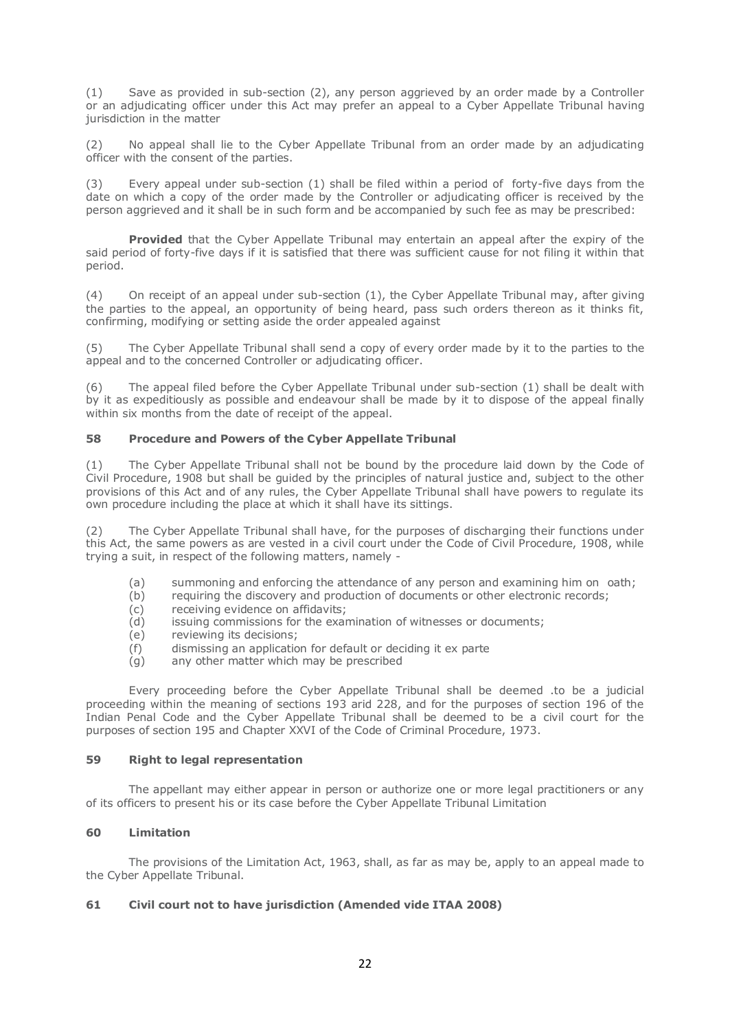(1) Save as provided in sub-section (2), any person aggrieved by an order made by a Controller or an adjudicating officer under this Act may prefer an appeal to a Cyber Appellate Tribunal having jurisdiction in the matter

(2) No appeal shall lie to the Cyber Appellate Tribunal from an order made by an adjudicating officer with the consent of the parties.

(3) Every appeal under sub-section (1) shall be filed within a period of forty-five days from the date on which a copy of the order made by the Controller or adjudicating officer is received by the person aggrieved and it shall be in such form and be accompanied by such fee as may be prescribed:

**Provided** that the Cyber Appellate Tribunal may entertain an appeal after the expiry of the said period of forty-five days if it is satisfied that there was sufficient cause for not filing it within that period.

(4) On receipt of an appeal under sub-section (1), the Cyber Appellate Tribunal may, after giving the parties to the appeal, an opportunity of being heard, pass such orders thereon as it thinks fit, confirming, modifying or setting aside the order appealed against

(5) The Cyber Appellate Tribunal shall send a copy of every order made by it to the parties to the appeal and to the concerned Controller or adjudicating officer.

(6) The appeal filed before the Cyber Appellate Tribunal under sub-section (1) shall be dealt with by it as expeditiously as possible and endeavour shall be made by it to dispose of the appeal finally within six months from the date of receipt of the appeal.

### 58 Procedure and Powers of the Cyber Appellate Tribunal

(1) The Cyber Appellate Tribunal shall not be bound by the procedure laid down by the Code of Civil Procedure, 1908 but shall be guided by the principles of natural justice and, subject to the other provisions of this Act and of any rules, the Cyber Appellate Tribunal shall have powers to regulate its own procedure including the place at which it shall have its sittings.

(2) The Cyber Appellate Tribunal shall have, for the purposes of discharging their functions under this Act, the same powers as are vested in a civil court under the Code of Civil Procedure, 1908, while trying a suit, in respect of the following matters, namely -

- (a) summoning and enforcing the attendance of any person and examining him on oath;
- (b) requiring the discovery and production of documents or other electronic records;
- (c) receiving evidence on affidavits;
- (d) issuing commissions for the examination of witnesses or documents;
- (e) reviewing its decisions;
- (f) dismissing an application for default or deciding it ex parte
- (g) any other matter which may be prescribed

Every proceeding before the Cyber Appellate Tribunal shall be deemed .to be a judicial proceeding within the meaning of sections 193 arid 228, and for the purposes of section 196 of the Indian Penal Code and the Cyber Appellate Tribunal shall be deemed to be a civil court for the purposes of section 195 and Chapter XXVI of the Code of Criminal Procedure, 1973.

### 59 Right to legal representation

The appellant may either appear in person or authorize one or more legal practitioners or any of its officers to present his or its case before the Cyber Appellate Tribunal Limitation

### 60 Limitation

The provisions of the Limitation Act, 1963, shall, as far as may be, apply to an appeal made to the Cyber Appellate Tribunal.

### 61 Civil court not to have jurisdiction (Amended vide ITAA 2008)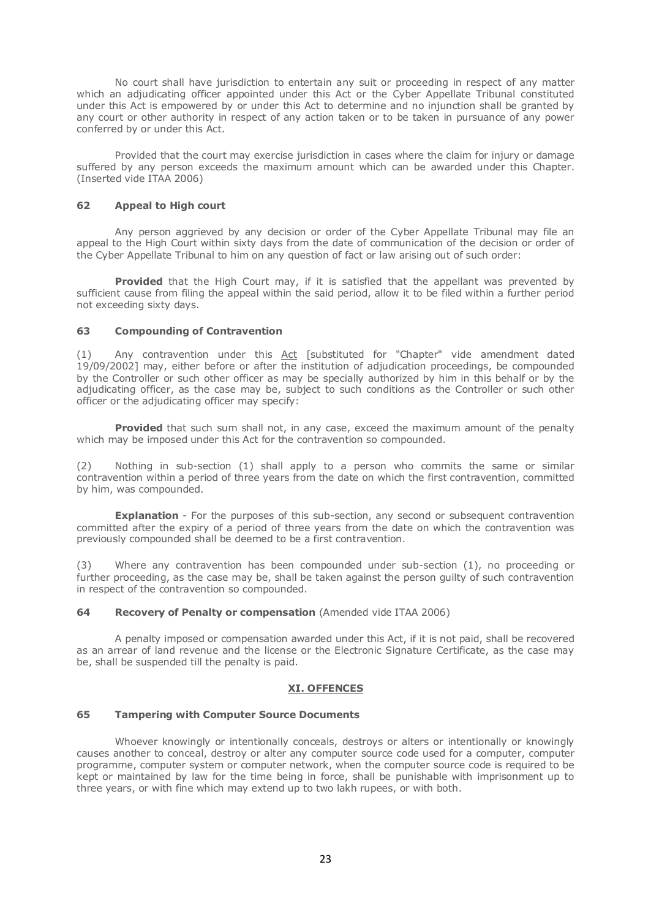No court shall have jurisdiction to entertain any suit or proceeding in respect of any matter which an adjudicating officer appointed under this Act or the Cyber Appellate Tribunal constituted under this Act is empowered by or under this Act to determine and no injunction shall be granted by any court or other authority in respect of any action taken or to be taken in pursuance of any power conferred by or under this Act.

Provided that the court may exercise jurisdiction in cases where the claim for injury or damage suffered by any person exceeds the maximum amount which can be awarded under this Chapter. (Inserted vide ITAA 2006)

### 62 Appeal to High court

Any person aggrieved by any decision or order of the Cyber Appellate Tribunal may file an appeal to the High Court within sixty days from the date of communication of the decision or order of the Cyber Appellate Tribunal to him on any question of fact or law arising out of such order:

**Provided** that the High Court may, if it is satisfied that the appellant was prevented by sufficient cause from filing the appeal within the said period, allow it to be filed within a further period not exceeding sixty days.

### 63 Compounding of Contravention

(1) Any contravention under this Act [substituted for "Chapter" vide amendment dated 19/09/2002] may, either before or after the institution of adjudication proceedings, be compounded by the Controller or such other officer as may be specially authorized by him in this behalf or by the adjudicating officer, as the case may be, subject to such conditions as the Controller or such other officer or the adjudicating officer may specify:

**Provided** that such sum shall not, in any case, exceed the maximum amount of the penalty which may be imposed under this Act for the contravention so compounded.

(2) Nothing in sub-section (1) shall apply to a person who commits the same or similar contravention within a period of three years from the date on which the first contravention, committed by him, was compounded.

**Explanation** - For the purposes of this sub-section, any second or subsequent contravention committed after the expiry of a period of three years from the date on which the contravention was previously compounded shall be deemed to be a first contravention.

(3) Where any contravention has been compounded under sub-section (1), no proceeding or further proceeding, as the case may be, shall be taken against the person guilty of such contravention in respect of the contravention so compounded.

### 64 Recovery of Penalty or compensation (Amended vide ITAA 2006)

A penalty imposed or compensation awarded under this Act, if it is not paid, shall be recovered as an arrear of land revenue and the license or the Electronic Signature Certificate, as the case may be, shall be suspended till the penalty is paid.

## XI. OFFENCES

### 65 Tampering with Computer Source Documents

Whoever knowingly or intentionally conceals, destroys or alters or intentionally or knowingly causes another to conceal, destroy or alter any computer source code used for a computer, computer programme, computer system or computer network, when the computer source code is required to be kept or maintained by law for the time being in force, shall be punishable with imprisonment up to three years, or with fine which may extend up to two lakh rupees, or with both.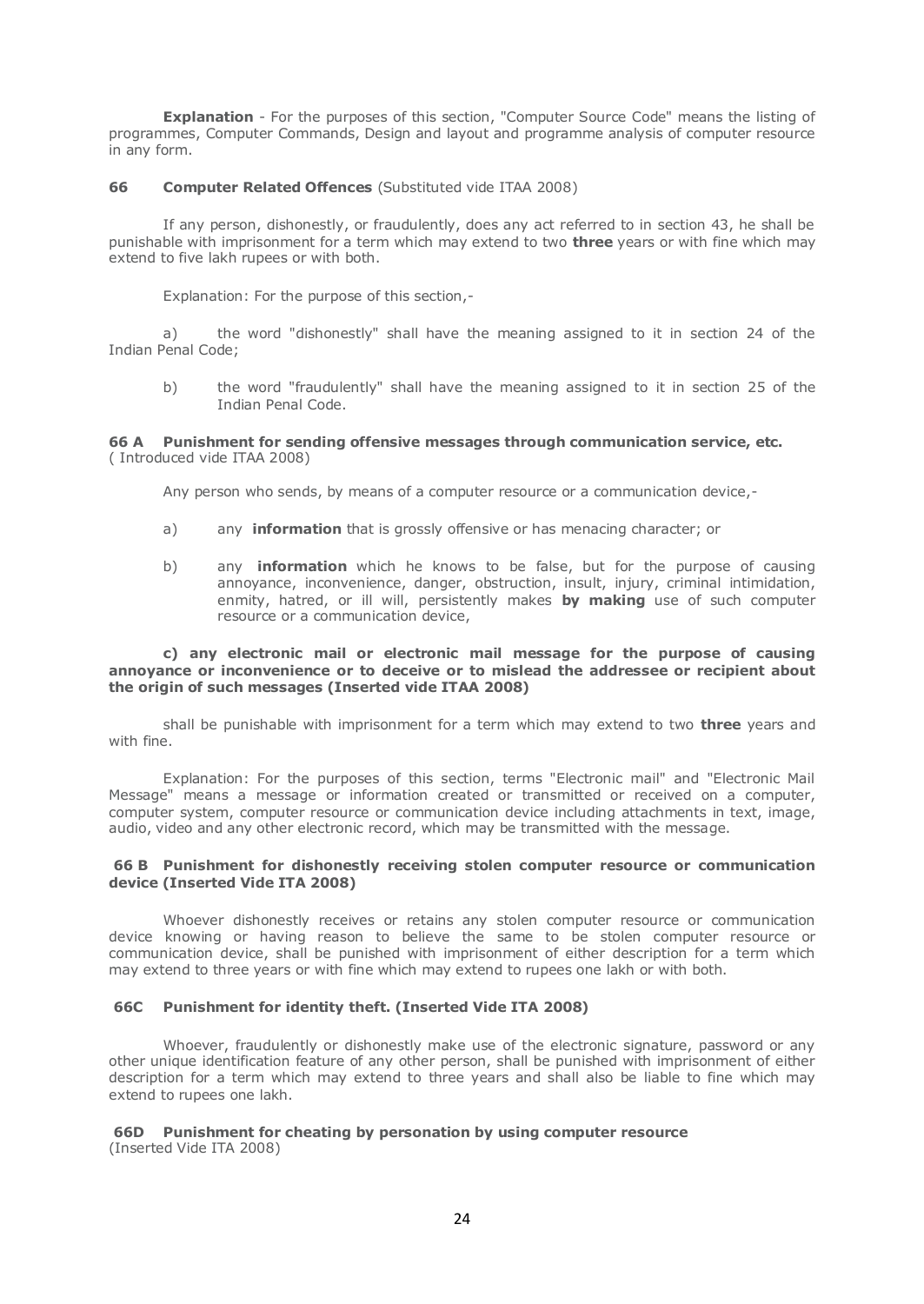**Explanation** - For the purposes of this section, "Computer Source Code" means the listing of programmes, Computer Commands, Design and layout and programme analysis of computer resource in any form.

### 66 Computer Related Offences (Substituted vide ITAA 2008)

If any person, dishonestly, or fraudulently, does any act referred to in section 43, he shall be punishable with imprisonment for a term which may extend to two **three** years or with fine which may extend to five lakh rupees or with both.

Explanation: For the purpose of this section,-

a) the word "dishonestly" shall have the meaning assigned to it in section 24 of the Indian Penal Code;

b) the word "fraudulently" shall have the meaning assigned to it in section 25 of the Indian Penal Code.

### 66 A Punishment for sending offensive messages through communication service, etc.
( Introduced vide ITAA 2008)

Any person who sends, by means of a computer resource or a communication device,-

a) any **information** that is grossly offensive or has menacing character; or

b) any **information** which he knows to be false, but for the purpose of causing annoyance, inconvenience, danger, obstruction, insult, injury, criminal intimidation, enmity, hatred, or ill will, persistently makes **by making** use of such computer resource or a communication device,

**c) any electronic mail or electronic mail message for the purpose of causing annoyance or inconvenience or to deceive or to mislead the addressee or recipient about the origin of such messages (Inserted vide ITAA 2008)**

shall be punishable with imprisonment for a term which may extend to two **three** years and with fine.

Explanation: For the purposes of this section, terms "Electronic mail" and "Electronic Mail Message" means a message or information created or transmitted or received on a computer, computer system, computer resource or communication device including attachments in text, image, audio, video and any other electronic record, which may be transmitted with the message.

### 66 B Punishment for dishonestly receiving stolen computer resource or communication device (Inserted Vide ITA 2008)

Whoever dishonestly receives or retains any stolen computer resource or communication device knowing or having reason to believe the same to be stolen computer resource or communication device, shall be punished with imprisonment of either description for a term which may extend to three years or with fine which may extend to rupees one lakh or with both.

### 66C Punishment for identity theft. (Inserted Vide ITA 2008)

Whoever, fraudulently or dishonestly make use of the electronic signature, password or any other unique identification feature of any other person, shall be punished with imprisonment of either description for a term which may extend to three years and shall also be liable to fine which may extend to rupees one lakh.

### 66D Punishment for cheating by personation by using computer resource
(Inserted Vide ITA 2008)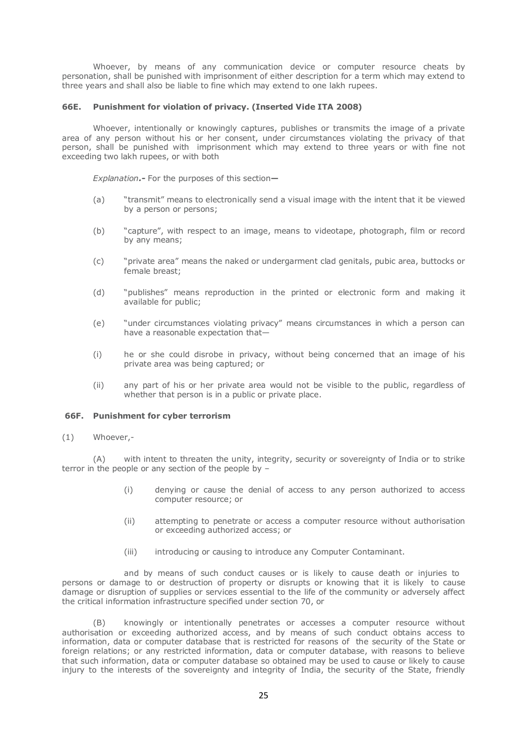Whoever, by means of any communication device or computer resource cheats by personation, shall be punished with imprisonment of either description for a term which may extend to three years and shall also be liable to fine which may extend to one lakh rupees.

### 66E. Punishment for violation of privacy. (Inserted Vide ITA 2008)

Whoever, intentionally or knowingly captures, publishes or transmits the image of a private area of any person without his or her consent, under circumstances violating the privacy of that person, shall be punished with imprisonment which may extend to three years or with fine not exceeding two lakh rupees, or with both

*Explanation*.**-** For the purposes of this section**—**

(a) "transmit" means to electronically send a visual image with the intent that it be viewed by a person or persons;

(b) "capture", with respect to an image, means to videotape, photograph, film or record by any means;

(c) "private area" means the naked or undergarment clad genitals, pubic area, buttocks or female breast;

(d) "publishes" means reproduction in the printed or electronic form and making it available for public;

(e) "under circumstances violating privacy" means circumstances in which a person can have a reasonable expectation that—

(i) he or she could disrobe in privacy, without being concerned that an image of his private area was being captured; or

(ii) any part of his or her private area would not be visible to the public, regardless of whether that person is in a public or private place.

### 66F. Punishment for cyber terrorism

(1) Whoever,-

(A) with intent to threaten the unity, integrity, security or sovereignty of India or to strike terror in the people or any section of the people by –

(i) denying or cause the denial of access to any person authorized to access computer resource; or

(ii) attempting to penetrate or access a computer resource without authorisation or exceeding authorized access; or

(iii) introducing or causing to introduce any Computer Contaminant.

and by means of such conduct causes or is likely to cause death or injuries to persons or damage to or destruction of property or disrupts or knowing that it is likely to cause damage or disruption of supplies or services essential to the life of the community or adversely affect the critical information infrastructure specified under section 70, or

(B) knowingly or intentionally penetrates or accesses a computer resource without authorisation or exceeding authorized access, and by means of such conduct obtains access to information, data or computer database that is restricted for reasons of the security of the State or foreign relations; or any restricted information, data or computer database, with reasons to believe that such information, data or computer database so obtained may be used to cause or likely to cause injury to the interests of the sovereignty and integrity of India, the security of the State, friendly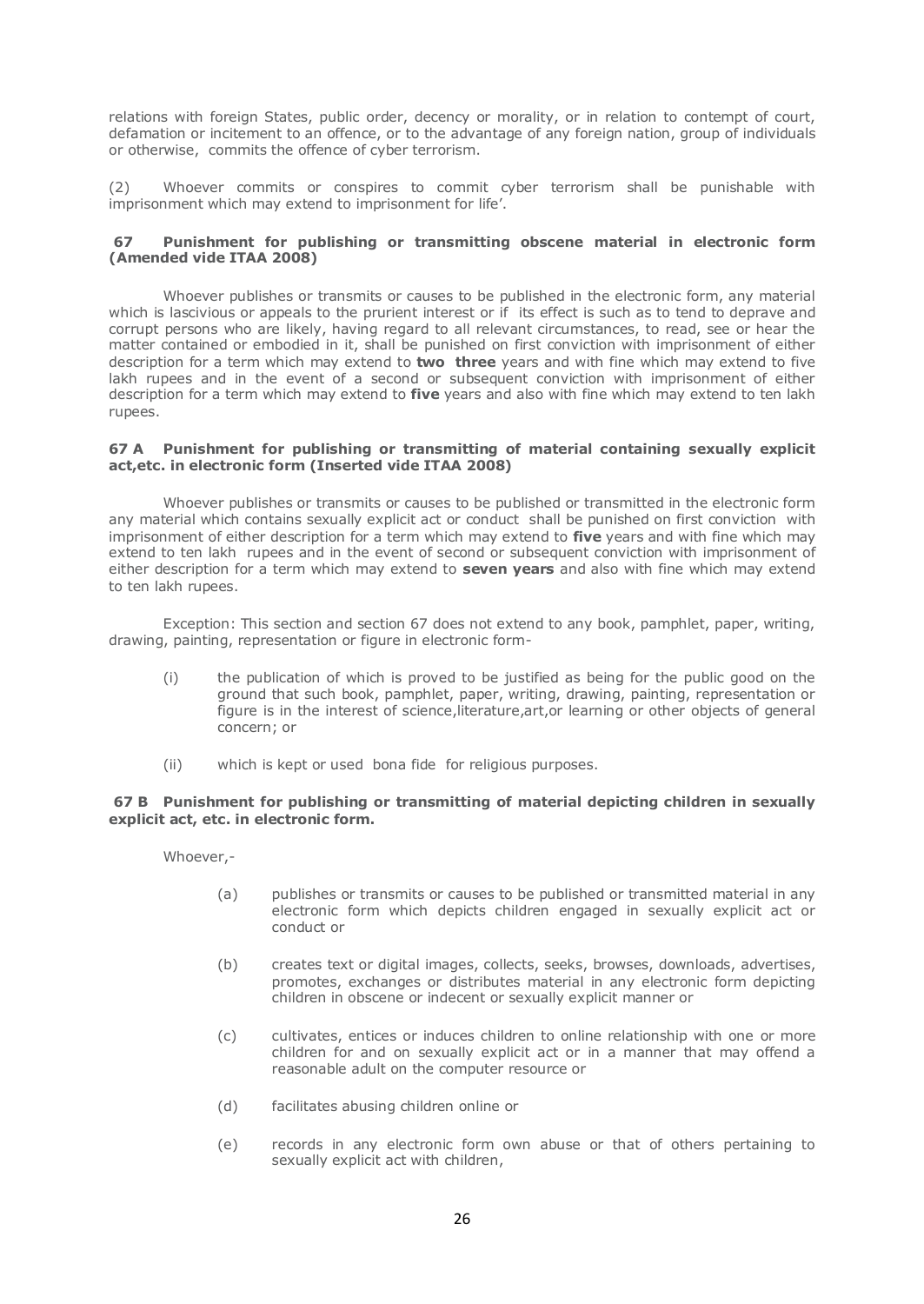relations with foreign States, public order, decency or morality, or in relation to contempt of court, defamation or incitement to an offence, or to the advantage of any foreign nation, group of individuals or otherwise, commits the offence of cyber terrorism.

(2) Whoever commits or conspires to commit cyber terrorism shall be punishable with imprisonment which may extend to imprisonment for life'.

### 67 Punishment for publishing or transmitting obscene material in electronic form (Amended vide ITAA 2008)

Whoever publishes or transmits or causes to be published in the electronic form, any material which is lascivious or appeals to the prurient interest or if its effect is such as to tend to deprave and corrupt persons who are likely, having regard to all relevant circumstances, to read, see or hear the matter contained or embodied in it, shall be punished on first conviction with imprisonment of either description for a term which may extend to **two three** years and with fine which may extend to five lakh rupees and in the event of a second or subsequent conviction with imprisonment of either description for a term which may extend to **five** years and also with fine which may extend to ten lakh rupees.

### 67 A Punishment for publishing or transmitting of material containing sexually explicit act,etc. in electronic form (Inserted vide ITAA 2008)

Whoever publishes or transmits or causes to be published or transmitted in the electronic form any material which contains sexually explicit act or conduct shall be punished on first conviction with imprisonment of either description for a term which may extend to **five** years and with fine which may extend to ten lakh rupees and in the event of second or subsequent conviction with imprisonment of either description for a term which may extend to **seven years** and also with fine which may extend to ten lakh rupees.

Exception: This section and section 67 does not extend to any book, pamphlet, paper, writing, drawing, painting, representation or figure in electronic form-

(i) the publication of which is proved to be justified as being for the public good on the ground that such book, pamphlet, paper, writing, drawing, painting, representation or figure is in the interest of science,literature,art,or learning or other objects of general concern; or

(ii) which is kept or used bona fide for religious purposes.

### 67 B Punishment for publishing or transmitting of material depicting children in sexually explicit act, etc. in electronic form.

Whoever,-

(a) publishes or transmits or causes to be published or transmitted material in any electronic form which depicts children engaged in sexually explicit act or conduct or

(b) creates text or digital images, collects, seeks, browses, downloads, advertises, promotes, exchanges or distributes material in any electronic form depicting children in obscene or indecent or sexually explicit manner or

(c) cultivates, entices or induces children to online relationship with one or more children for and on sexually explicit act or in a manner that may offend a reasonable adult on the computer resource or

(d) facilitates abusing children online or

(e) records in any electronic form own abuse or that of others pertaining to sexually explicit act with children,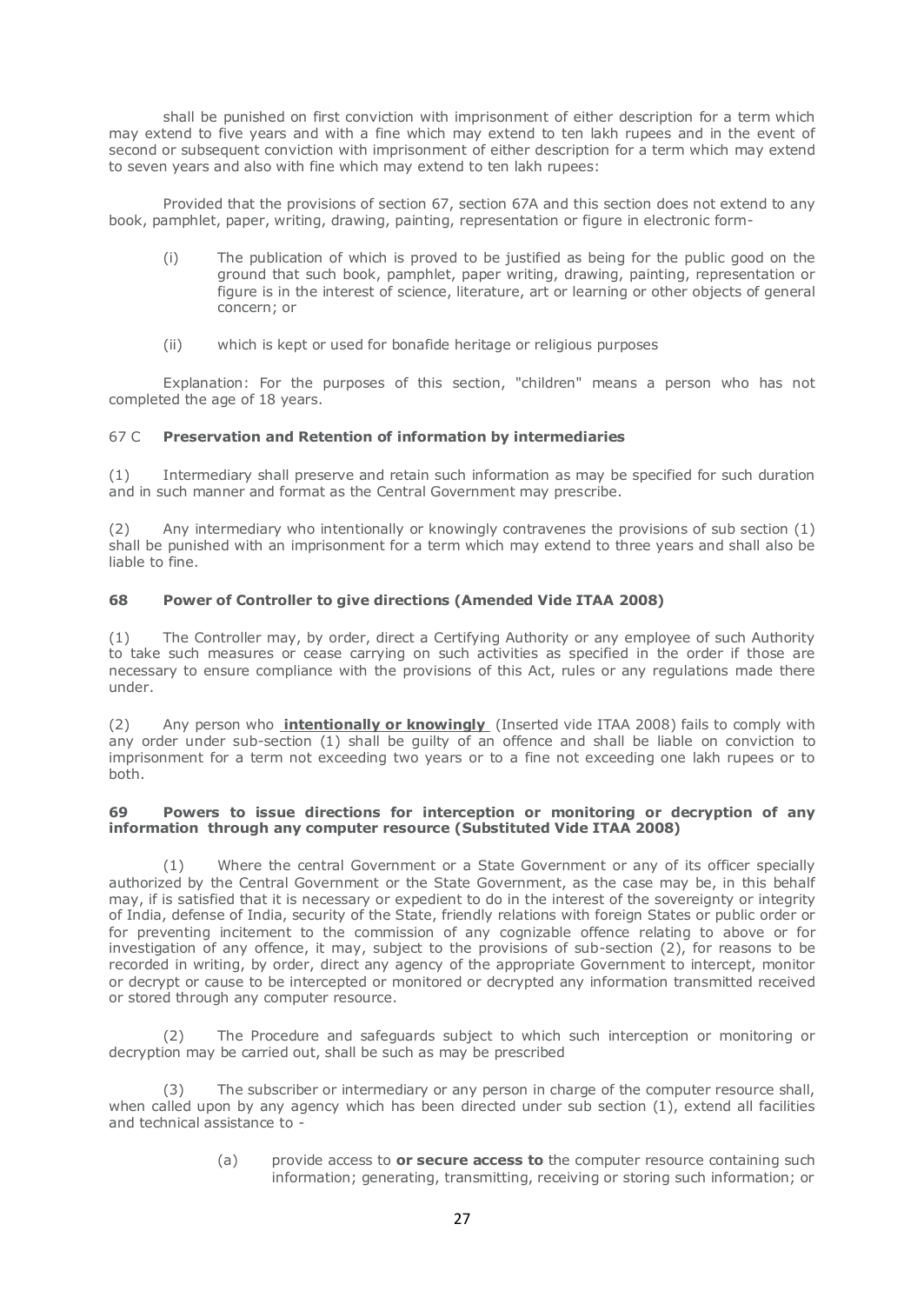shall be punished on first conviction with imprisonment of either description for a term which may extend to five years and with a fine which may extend to ten lakh rupees and in the event of second or subsequent conviction with imprisonment of either description for a term which may extend to seven years and also with fine which may extend to ten lakh rupees:

Provided that the provisions of section 67, section 67A and this section does not extend to any book, pamphlet, paper, writing, drawing, painting, representation or figure in electronic form-

(i) The publication of which is proved to be justified as being for the public good on the ground that such book, pamphlet, paper writing, drawing, painting, representation or figure is in the interest of science, literature, art or learning or other objects of general concern; or

(ii) which is kept or used for bonafide heritage or religious purposes

Explanation: For the purposes of this section, "children" means a person who has not completed the age of 18 years.

### 67 C **Preservation and Retention of information by intermediaries**

(1) Intermediary shall preserve and retain such information as may be specified for such duration and in such manner and format as the Central Government may prescribe.

(2) Any intermediary who intentionally or knowingly contravenes the provisions of sub section (1) shall be punished with an imprisonment for a term which may extend to three years and shall also be liable to fine.

### **68 Power of Controller to give directions (Amended Vide ITAA 2008)**

(1) The Controller may, by order, direct a Certifying Authority or any employee of such Authority to take such measures or cease carrying on such activities as specified in the order if those are necessary to ensure compliance with the provisions of this Act, rules or any regulations made there under.

(2) Any person who **intentionally or knowingly** (Inserted vide ITAA 2008) fails to comply with any order under sub-section (1) shall be guilty of an offence and shall be liable on conviction to imprisonment for a term not exceeding two years or to a fine not exceeding one lakh rupees or to both.

### **69 Powers to issue directions for interception or monitoring or decryption of any information through any computer resource (Substituted Vide ITAA 2008)**

(1) Where the central Government or a State Government or any of its officer specially authorized by the Central Government or the State Government, as the case may be, in this behalf may, if is satisfied that it is necessary or expedient to do in the interest of the sovereignty or integrity of India, defense of India, security of the State, friendly relations with foreign States or public order or for preventing incitement to the commission of any cognizable offence relating to above or for investigation of any offence, it may, subject to the provisions of sub-section (2), for reasons to be recorded in writing, by order, direct any agency of the appropriate Government to intercept, monitor or decrypt or cause to be intercepted or monitored or decrypted any information transmitted received or stored through any computer resource.

(2) The Procedure and safeguards subject to which such interception or monitoring or decryption may be carried out, shall be such as may be prescribed

(3) The subscriber or intermediary or any person in charge of the computer resource shall, when called upon by any agency which has been directed under sub section (1), extend all facilities and technical assistance to -

(a) provide access to **or secure access to** the computer resource containing such information; generating, transmitting, receiving or storing such information; or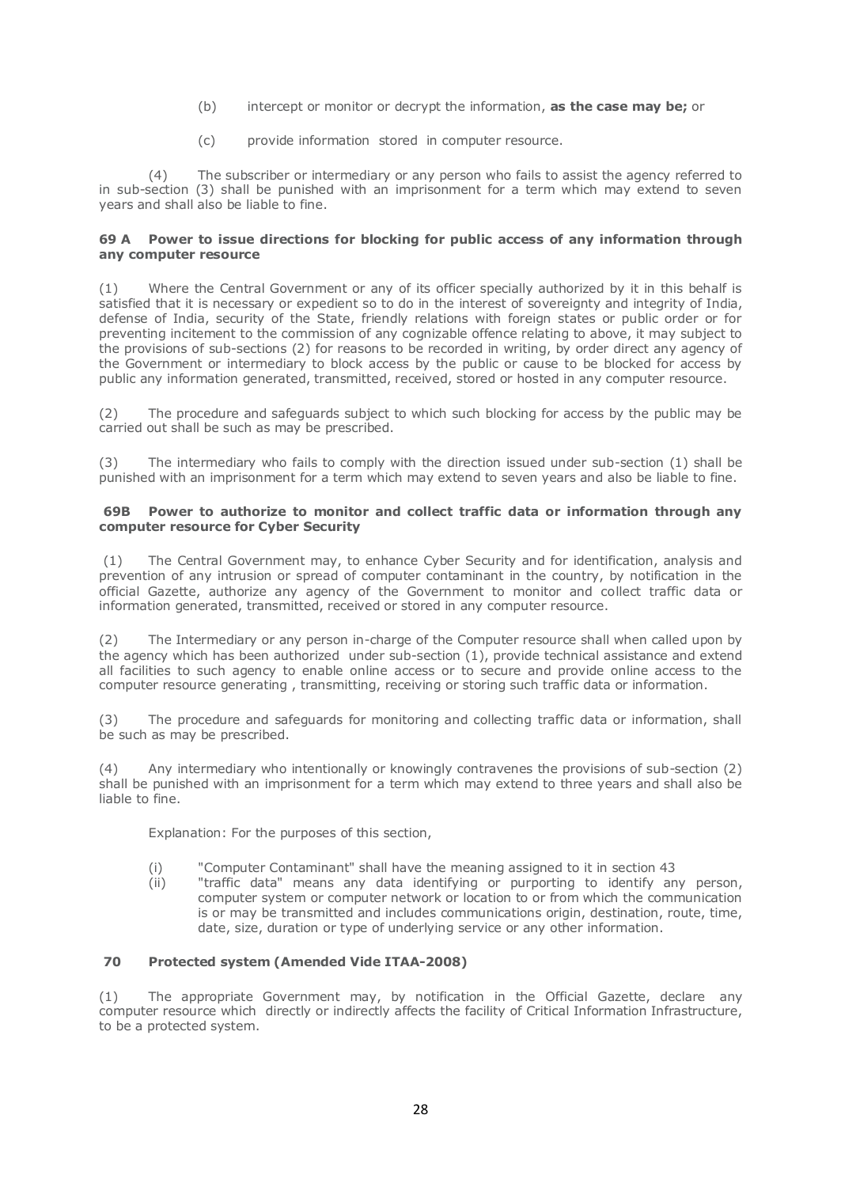(b) intercept or monitor or decrypt the information, **as the case may be;** or

(c) provide information stored in computer resource.

(4) The subscriber or intermediary or any person who fails to assist the agency referred to in sub-section (3) shall be punished with an imprisonment for a term which may extend to seven years and shall also be liable to fine.

**69 A Power to issue directions for blocking for public access of any information through any computer resource**

(1) Where the Central Government or any of its officer specially authorized by it in this behalf is satisfied that it is necessary or expedient so to do in the interest of sovereignty and integrity of India, defense of India, security of the State, friendly relations with foreign states or public order or for preventing incitement to the commission of any cognizable offence relating to above, it may subject to the provisions of sub-sections (2) for reasons to be recorded in writing, by order direct any agency of the Government or intermediary to block access by the public or cause to be blocked for access by public any information generated, transmitted, received, stored or hosted in any computer resource.

(2) The procedure and safeguards subject to which such blocking for access by the public may be carried out shall be such as may be prescribed.

(3) The intermediary who fails to comply with the direction issued under sub-section (1) shall be punished with an imprisonment for a term which may extend to seven years and also be liable to fine.

**69B Power to authorize to monitor and collect traffic data or information through any computer resource for Cyber Security**

(1) The Central Government may, to enhance Cyber Security and for identification, analysis and prevention of any intrusion or spread of computer contaminant in the country, by notification in the official Gazette, authorize any agency of the Government to monitor and collect traffic data or information generated, transmitted, received or stored in any computer resource.

(2) The Intermediary or any person in-charge of the Computer resource shall when called upon by the agency which has been authorized under sub-section (1), provide technical assistance and extend all facilities to such agency to enable online access or to secure and provide online access to the computer resource generating , transmitting, receiving or storing such traffic data or information.

(3) The procedure and safeguards for monitoring and collecting traffic data or information, shall be such as may be prescribed.

(4) Any intermediary who intentionally or knowingly contravenes the provisions of sub-section (2) shall be punished with an imprisonment for a term which may extend to three years and shall also be liable to fine.

Explanation: For the purposes of this section,

(i) "Computer Contaminant" shall have the meaning assigned to it in section 43
(ii) "traffic data" means any data identifying or purporting to identify any person, computer system or computer network or location to or from which the communication is or may be transmitted and includes communications origin, destination, route, time, date, size, duration or type of underlying service or any other information.

**70 Protected system (Amended Vide ITAA-2008)**

(1) The appropriate Government may, by notification in the Official Gazette, declare any computer resource which directly or indirectly affects the facility of Critical Information Infrastructure, to be a protected system.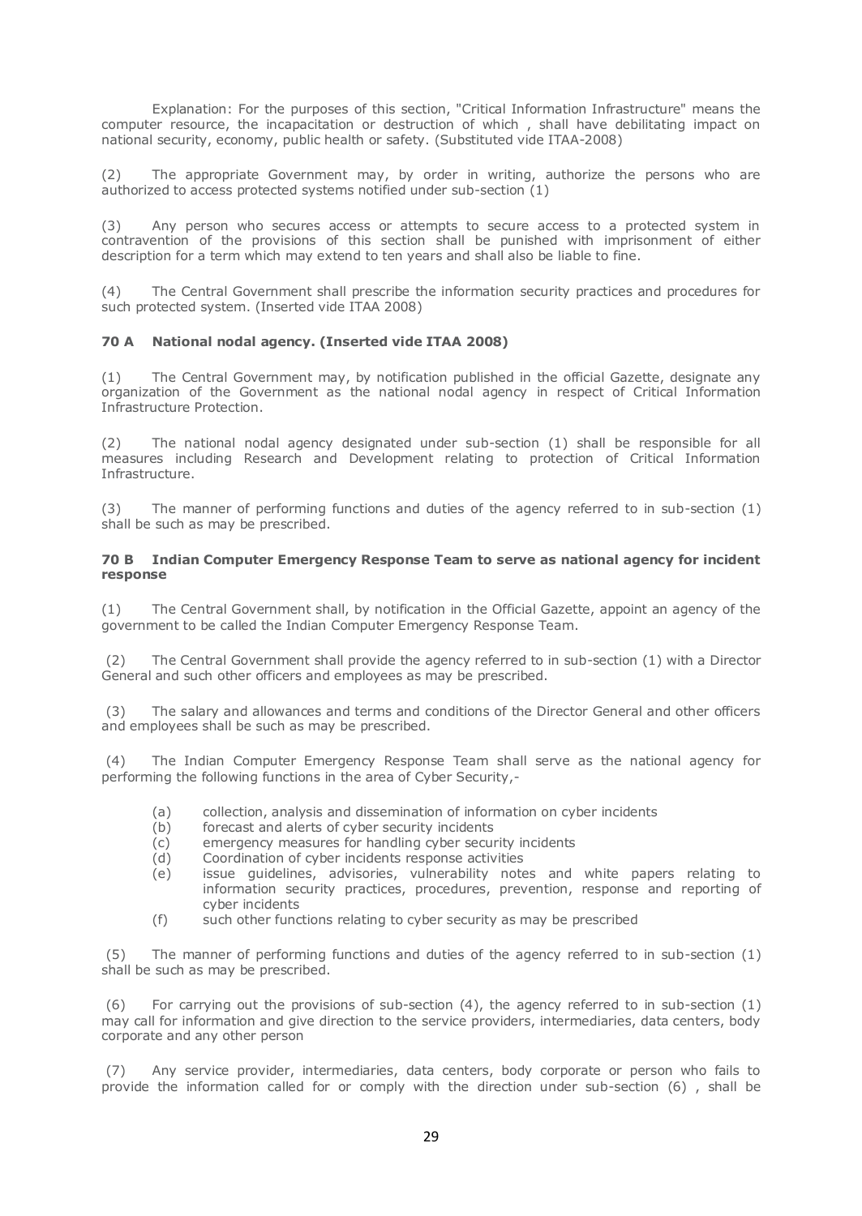Explanation: For the purposes of this section, "Critical Information Infrastructure" means the computer resource, the incapacitation or destruction of which , shall have debilitating impact on national security, economy, public health or safety. (Substituted vide ITAA-2008)

(2) The appropriate Government may, by order in writing, authorize the persons who are authorized to access protected systems notified under sub-section (1)

(3) Any person who secures access or attempts to secure access to a protected system in contravention of the provisions of this section shall be punished with imprisonment of either description for a term which may extend to ten years and shall also be liable to fine.

(4) The Central Government shall prescribe the information security practices and procedures for such protected system. (Inserted vide ITAA 2008)

**70 A National nodal agency. (Inserted vide ITAA 2008)**

(1) The Central Government may, by notification published in the official Gazette, designate any organization of the Government as the national nodal agency in respect of Critical Information Infrastructure Protection.

(2) The national nodal agency designated under sub-section (1) shall be responsible for all measures including Research and Development relating to protection of Critical Information Infrastructure.

(3) The manner of performing functions and duties of the agency referred to in sub-section (1) shall be such as may be prescribed.

**70 B Indian Computer Emergency Response Team to serve as national agency for incident response**

(1) The Central Government shall, by notification in the Official Gazette, appoint an agency of the government to be called the Indian Computer Emergency Response Team.

(2) The Central Government shall provide the agency referred to in sub-section (1) with a Director General and such other officers and employees as may be prescribed.

(3) The salary and allowances and terms and conditions of the Director General and other officers and employees shall be such as may be prescribed.

(4) The Indian Computer Emergency Response Team shall serve as the national agency for performing the following functions in the area of Cyber Security,-

(a) collection, analysis and dissemination of information on cyber incidents
(b) forecast and alerts of cyber security incidents
(c) emergency measures for handling cyber security incidents
(d) Coordination of cyber incidents response activities
(e) issue guidelines, advisories, vulnerability notes and white papers relating to information security practices, procedures, prevention, response and reporting of cyber incidents
(f) such other functions relating to cyber security as may be prescribed

(5) The manner of performing functions and duties of the agency referred to in sub-section (1) shall be such as may be prescribed.

(6) For carrying out the provisions of sub-section (4), the agency referred to in sub-section (1) may call for information and give direction to the service providers, intermediaries, data centers, body corporate and any other person

(7) Any service provider, intermediaries, data centers, body corporate or person who fails to provide the information called for or comply with the direction under sub-section (6) , shall be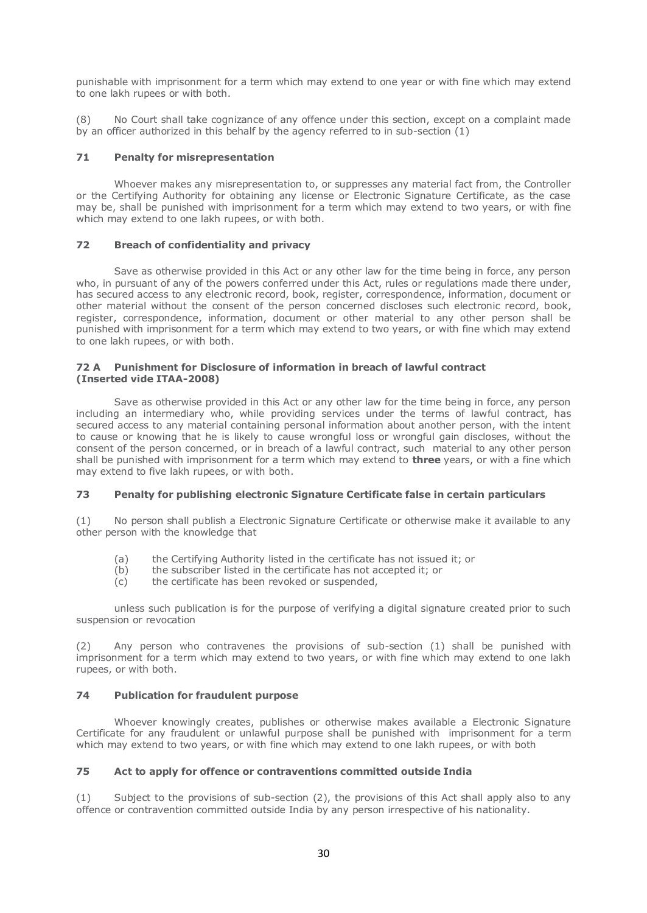punishable with imprisonment for a term which may extend to one year or with fine which may extend to one lakh rupees or with both.

(8) No Court shall take cognizance of any offence under this section, except on a complaint made by an officer authorized in this behalf by the agency referred to in sub-section (1)

### 71 Penalty for misrepresentation

Whoever makes any misrepresentation to, or suppresses any material fact from, the Controller or the Certifying Authority for obtaining any license or Electronic Signature Certificate, as the case may be, shall be punished with imprisonment for a term which may extend to two years, or with fine which may extend to one lakh rupees, or with both.

### 72 Breach of confidentiality and privacy

Save as otherwise provided in this Act or any other law for the time being in force, any person who, in pursuant of any of the powers conferred under this Act, rules or regulations made there under, has secured access to any electronic record, book, register, correspondence, information, document or other material without the consent of the person concerned discloses such electronic record, book, register, correspondence, information, document or other material to any other person shall be punished with imprisonment for a term which may extend to two years, or with fine which may extend to one lakh rupees, or with both.

### 72 A Punishment for Disclosure of information in breach of lawful contract (Inserted vide ITAA-2008)

Save as otherwise provided in this Act or any other law for the time being in force, any person including an intermediary who, while providing services under the terms of lawful contract, has secured access to any material containing personal information about another person, with the intent to cause or knowing that he is likely to cause wrongful loss or wrongful gain discloses, without the consent of the person concerned, or in breach of a lawful contract, such material to any other person shall be punished with imprisonment for a term which may extend to **three** years, or with a fine which may extend to five lakh rupees, or with both.

### 73 Penalty for publishing electronic Signature Certificate false in certain particulars

(1) No person shall publish a Electronic Signature Certificate or otherwise make it available to any other person with the knowledge that

- (a) the Certifying Authority listed in the certificate has not issued it; or
- (b) the subscriber listed in the certificate has not accepted it; or
- (c) the certificate has been revoked or suspended,

unless such publication is for the purpose of verifying a digital signature created prior to such suspension or revocation

(2) Any person who contravenes the provisions of sub-section (1) shall be punished with imprisonment for a term which may extend to two years, or with fine which may extend to one lakh rupees, or with both.

### 74 Publication for fraudulent purpose

Whoever knowingly creates, publishes or otherwise makes available a Electronic Signature Certificate for any fraudulent or unlawful purpose shall be punished with imprisonment for a term which may extend to two years, or with fine which may extend to one lakh rupees, or with both

### 75 Act to apply for offence or contraventions committed outside India

(1) Subject to the provisions of sub-section (2), the provisions of this Act shall apply also to any offence or contravention committed outside India by any person irrespective of his nationality.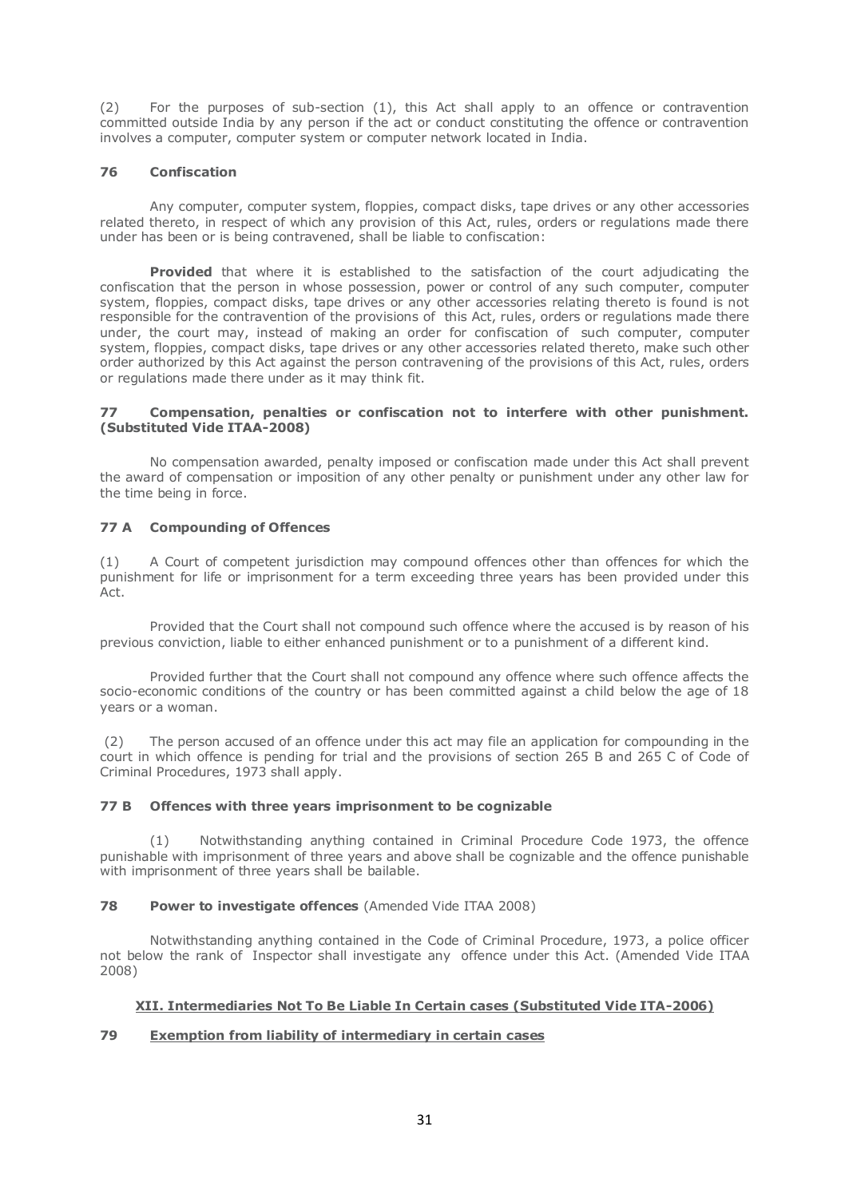(2) For the purposes of sub-section (1), this Act shall apply to an offence or contravention committed outside India by any person if the act or conduct constituting the offence or contravention involves a computer, computer system or computer network located in India.

### 76 Confiscation

Any computer, computer system, floppies, compact disks, tape drives or any other accessories related thereto, in respect of which any provision of this Act, rules, orders or regulations made there under has been or is being contravened, shall be liable to confiscation:

**Provided** that where it is established to the satisfaction of the court adjudicating the confiscation that the person in whose possession, power or control of any such computer, computer system, floppies, compact disks, tape drives or any other accessories relating thereto is found is not responsible for the contravention of the provisions of this Act, rules, orders or regulations made there under, the court may, instead of making an order for confiscation of such computer, computer system, floppies, compact disks, tape drives or any other accessories related thereto, make such other order authorized by this Act against the person contravening of the provisions of this Act, rules, orders or regulations made there under as it may think fit.

### 77 Compensation, penalties or confiscation not to interfere with other punishment. (Substituted Vide ITAA-2008)

No compensation awarded, penalty imposed or confiscation made under this Act shall prevent the award of compensation or imposition of any other penalty or punishment under any other law for the time being in force.

### 77 A Compounding of Offences

(1) A Court of competent jurisdiction may compound offences other than offences for which the punishment for life or imprisonment for a term exceeding three years has been provided under this Act.

Provided that the Court shall not compound such offence where the accused is by reason of his previous conviction, liable to either enhanced punishment or to a punishment of a different kind.

Provided further that the Court shall not compound any offence where such offence affects the socio-economic conditions of the country or has been committed against a child below the age of 18 years or a woman.

(2) The person accused of an offence under this act may file an application for compounding in the court in which offence is pending for trial and the provisions of section 265 B and 265 C of Code of Criminal Procedures, 1973 shall apply.

### 77 B Offences with three years imprisonment to be cognizable

(1) Notwithstanding anything contained in Criminal Procedure Code 1973, the offence punishable with imprisonment of three years and above shall be cognizable and the offence punishable with imprisonment of three years shall be bailable.

### 78 Power to investigate offences (Amended Vide ITAA 2008)

Notwithstanding anything contained in the Code of Criminal Procedure, 1973, a police officer not below the rank of Inspector shall investigate any offence under this Act. (Amended Vide ITAA 2008)

## XII. Intermediaries Not To Be Liable In Certain cases (Substituted Vide ITA-2006)

### 79 Exemption from liability of intermediary in certain cases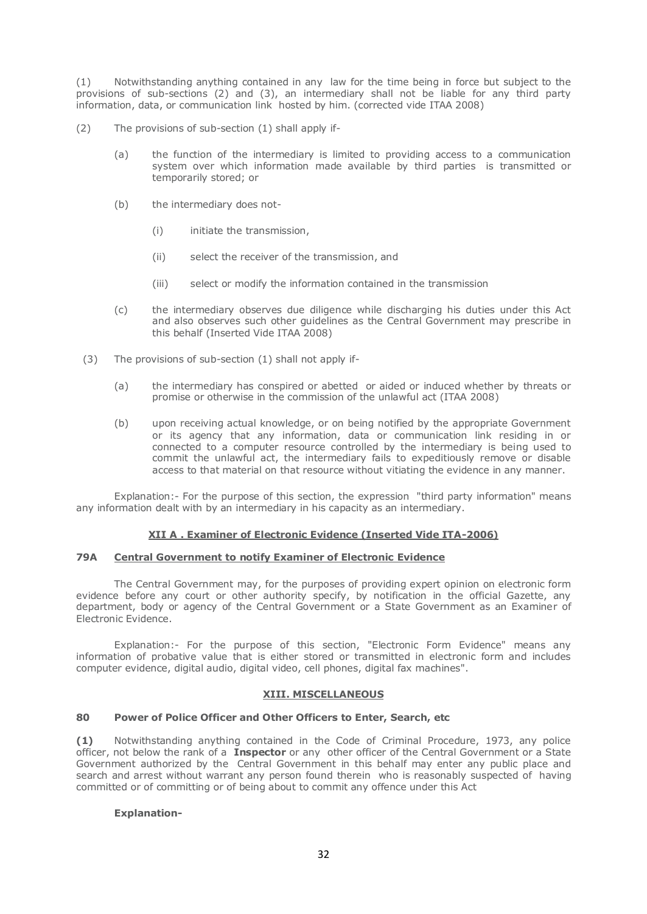(1) Notwithstanding anything contained in any law for the time being in force but subject to the provisions of sub-sections (2) and (3), an intermediary shall not be liable for any third party information, data, or communication link hosted by him. (corrected vide ITAA 2008)

(2) The provisions of sub-section (1) shall apply if-

(a) the function of the intermediary is limited to providing access to a communication system over which information made available by third parties is transmitted or temporarily stored; or

(b) the intermediary does not-

(i) initiate the transmission,

(ii) select the receiver of the transmission, and

(iii) select or modify the information contained in the transmission

(c) the intermediary observes due diligence while discharging his duties under this Act and also observes such other guidelines as the Central Government may prescribe in this behalf (Inserted Vide ITAA 2008)

(3) The provisions of sub-section (1) shall not apply if-

(a) the intermediary has conspired or abetted or aided or induced whether by threats or promise or otherwise in the commission of the unlawful act (ITAA 2008)

(b) upon receiving actual knowledge, or on being notified by the appropriate Government or its agency that any information, data or communication link residing in or connected to a computer resource controlled by the intermediary is being used to commit the unlawful act, the intermediary fails to expeditiously remove or disable access to that material on that resource without vitiating the evidence in any manner.

Explanation:- For the purpose of this section, the expression "third party information" means any information dealt with by an intermediary in his capacity as an intermediary.

## XII A . Examiner of Electronic Evidence (Inserted Vide ITA-2006)

### 79A Central Government to notify Examiner of Electronic Evidence

The Central Government may, for the purposes of providing expert opinion on electronic form evidence before any court or other authority specify, by notification in the official Gazette, any department, body or agency of the Central Government or a State Government as an Examiner of Electronic Evidence.

Explanation:- For the purpose of this section, "Electronic Form Evidence" means any information of probative value that is either stored or transmitted in electronic form and includes computer evidence, digital audio, digital video, cell phones, digital fax machines".

## XIII. MISCELLANEOUS

### 80 Power of Police Officer and Other Officers to Enter, Search, etc

**(1)** Notwithstanding anything contained in the Code of Criminal Procedure, 1973, any police officer, not below the rank of a **Inspector** or any other officer of the Central Government or a State Government authorized by the Central Government in this behalf may enter any public place and search and arrest without warrant any person found therein who is reasonably suspected of having committed or of committing or of being about to commit any offence under this Act

**Explanation-**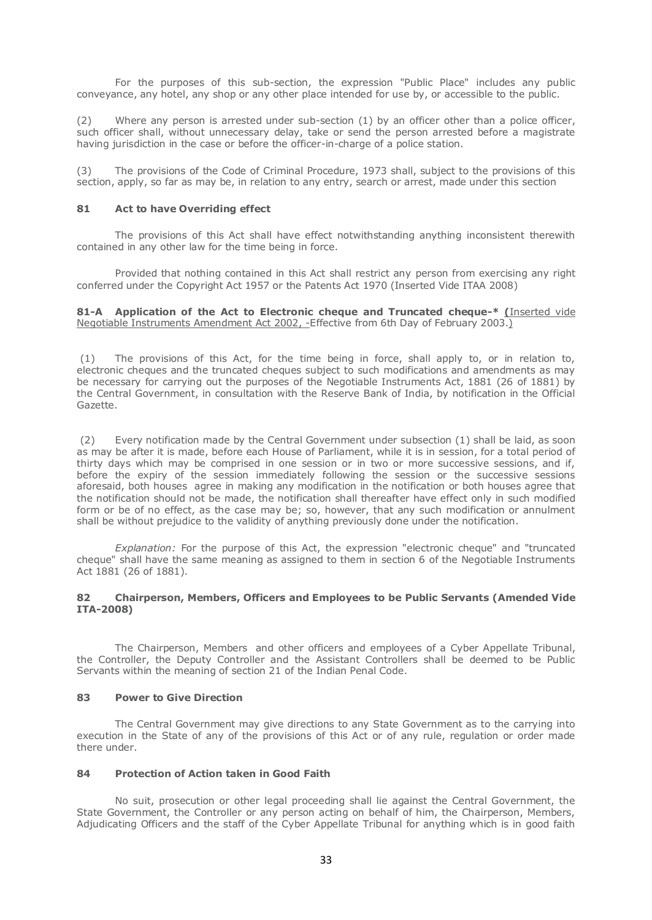For the purposes of this sub-section, the expression "Public Place" includes any public conveyance, any hotel, any shop or any other place intended for use by, or accessible to the public.

(2) Where any person is arrested under sub-section (1) by an officer other than a police officer, such officer shall, without unnecessary delay, take or send the person arrested before a magistrate having jurisdiction in the case or before the officer-in-charge of a police station.

(3) The provisions of the Code of Criminal Procedure, 1973 shall, subject to the provisions of this section, apply, so far as may be, in relation to any entry, search or arrest, made under this section

### 81 Act to have Overriding effect

The provisions of this Act shall have effect notwithstanding anything inconsistent therewith contained in any other law for the time being in force.

Provided that nothing contained in this Act shall restrict any person from exercising any right conferred under the Copyright Act 1957 or the Patents Act 1970 (Inserted Vide ITAA 2008)

### 81-A Application of the Act to Electronic cheque and Truncated cheque-* (Inserted vide Negotiable Instruments Amendment Act 2002, -Effective from 6th Day of February 2003.)

(1) The provisions of this Act, for the time being in force, shall apply to, or in relation to, electronic cheques and the truncated cheques subject to such modifications and amendments as may be necessary for carrying out the purposes of the Negotiable Instruments Act, 1881 (26 of 1881) by the Central Government, in consultation with the Reserve Bank of India, by notification in the Official Gazette.

(2) Every notification made by the Central Government under subsection (1) shall be laid, as soon as may be after it is made, before each House of Parliament, while it is in session, for a total period of thirty days which may be comprised in one session or in two or more successive sessions, and if, before the expiry of the session immediately following the session or the successive sessions aforesaid, both houses agree in making any modification in the notification or both houses agree that the notification should not be made, the notification shall thereafter have effect only in such modified form or be of no effect, as the case may be; so, however, that any such modification or annulment shall be without prejudice to the validity of anything previously done under the notification.

*Explanation:* For the purpose of this Act, the expression "electronic cheque" and "truncated cheque" shall have the same meaning as assigned to them in section 6 of the Negotiable Instruments Act 1881 (26 of 1881).

### 82 Chairperson, Members, Officers and Employees to be Public Servants (Amended Vide ITA-2008)

The Chairperson, Members and other officers and employees of a Cyber Appellate Tribunal, the Controller, the Deputy Controller and the Assistant Controllers shall be deemed to be Public Servants within the meaning of section 21 of the Indian Penal Code.

### 83 Power to Give Direction

The Central Government may give directions to any State Government as to the carrying into execution in the State of any of the provisions of this Act or of any rule, regulation or order made there under.

### 84 Protection of Action taken in Good Faith

No suit, prosecution or other legal proceeding shall lie against the Central Government, the State Government, the Controller or any person acting on behalf of him, the Chairperson, Members, Adjudicating Officers and the staff of the Cyber Appellate Tribunal for anything which is in good faith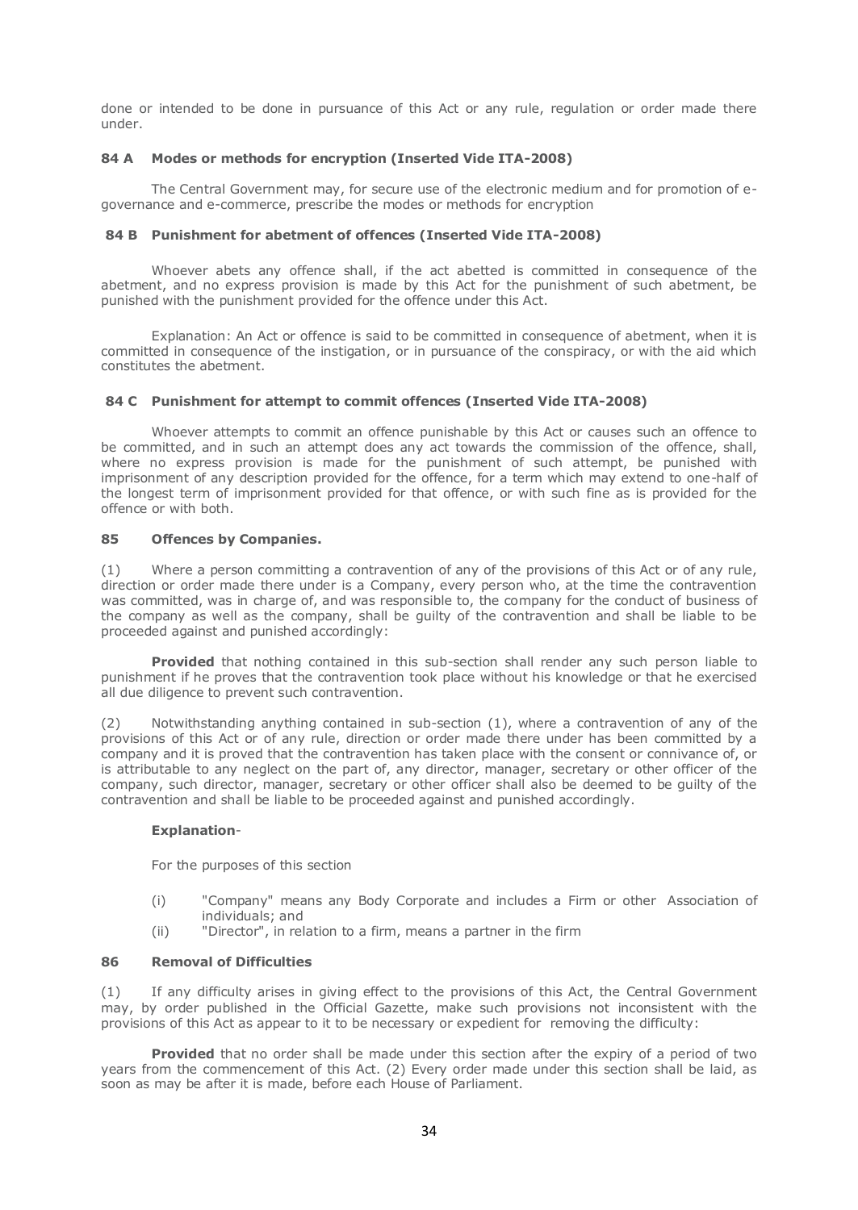done or intended to be done in pursuance of this Act or any rule, regulation or order made there under.

### 84 A Modes or methods for encryption (Inserted Vide ITA-2008)

The Central Government may, for secure use of the electronic medium and for promotion of e-governance and e-commerce, prescribe the modes or methods for encryption

### 84 B Punishment for abetment of offences (Inserted Vide ITA-2008)

Whoever abets any offence shall, if the act abetted is committed in consequence of the abetment, and no express provision is made by this Act for the punishment of such abetment, be punished with the punishment provided for the offence under this Act.

Explanation: An Act or offence is said to be committed in consequence of abetment, when it is committed in consequence of the instigation, or in pursuance of the conspiracy, or with the aid which constitutes the abetment.

### 84 C Punishment for attempt to commit offences (Inserted Vide ITA-2008)

Whoever attempts to commit an offence punishable by this Act or causes such an offence to be committed, and in such an attempt does any act towards the commission of the offence, shall, where no express provision is made for the punishment of such attempt, be punished with imprisonment of any description provided for the offence, for a term which may extend to one-half of the longest term of imprisonment provided for that offence, or with such fine as is provided for the offence or with both.

### 85 Offences by Companies.

(1) Where a person committing a contravention of any of the provisions of this Act or of any rule, direction or order made there under is a Company, every person who, at the time the contravention was committed, was in charge of, and was responsible to, the company for the conduct of business of the company as well as the company, shall be guilty of the contravention and shall be liable to be proceeded against and punished accordingly:

**Provided** that nothing contained in this sub-section shall render any such person liable to punishment if he proves that the contravention took place without his knowledge or that he exercised all due diligence to prevent such contravention.

(2) Notwithstanding anything contained in sub-section (1), where a contravention of any of the provisions of this Act or of any rule, direction or order made there under has been committed by a company and it is proved that the contravention has taken place with the consent or connivance of, or is attributable to any neglect on the part of, any director, manager, secretary or other officer of the company, such director, manager, secretary or other officer shall also be deemed to be guilty of the contravention and shall be liable to be proceeded against and punished accordingly.

**Explanation**-

For the purposes of this section

(i) "Company" means any Body Corporate and includes a Firm or other Association of individuals; and
(ii) "Director", in relation to a firm, means a partner in the firm

### 86 Removal of Difficulties

(1) If any difficulty arises in giving effect to the provisions of this Act, the Central Government may, by order published in the Official Gazette, make such provisions not inconsistent with the provisions of this Act as appear to it to be necessary or expedient for removing the difficulty:

**Provided** that no order shall be made under this section after the expiry of a period of two years from the commencement of this Act. (2) Every order made under this section shall be laid, as soon as may be after it is made, before each House of Parliament.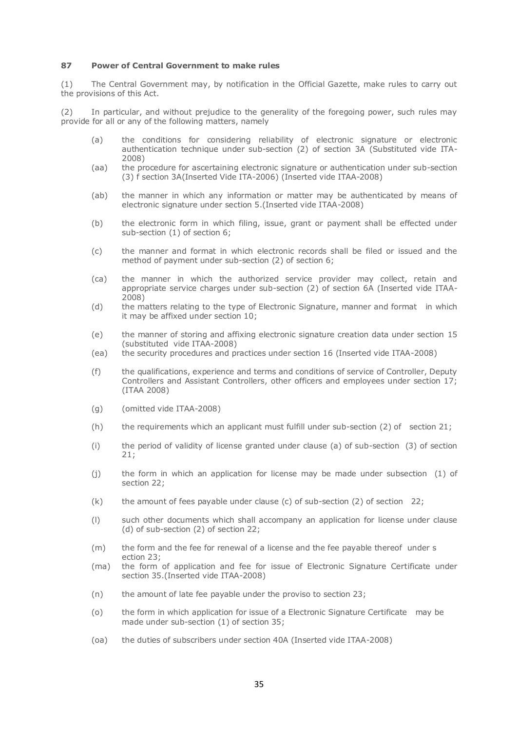**87 Power of Central Government to make rules**

(1) The Central Government may, by notification in the Official Gazette, make rules to carry out the provisions of this Act.

(2) In particular, and without prejudice to the generality of the foregoing power, such rules may provide for all or any of the following matters, namely

- (a) the conditions for considering reliability of electronic signature or electronic authentication technique under sub-section (2) of section 3A (Substituted vide ITA-2008)
- (aa) the procedure for ascertaining electronic signature or authentication under sub-section (3) f section 3A(Inserted Vide ITA-2006) (Inserted vide ITAA-2008)
- (ab) the manner in which any information or matter may be authenticated by means of electronic signature under section 5.(Inserted vide ITAA-2008)
- (b) the electronic form in which filing, issue, grant or payment shall be effected under sub-section (1) of section 6;
- (c) the manner and format in which electronic records shall be filed or issued and the method of payment under sub-section (2) of section 6;
- (ca) the manner in which the authorized service provider may collect, retain and appropriate service charges under sub-section (2) of section 6A (Inserted vide ITAA-2008)
- (d) the matters relating to the type of Electronic Signature, manner and format in which it may be affixed under section 10;
- (e) the manner of storing and affixing electronic signature creation data under section 15 (substituted vide ITAA-2008)
- (ea) the security procedures and practices under section 16 (Inserted vide ITAA-2008)
- (f) the qualifications, experience and terms and conditions of service of Controller, Deputy Controllers and Assistant Controllers, other officers and employees under section 17; (ITAA 2008)
- (g) (omitted vide ITAA-2008)
- (h) the requirements which an applicant must fulfill under sub-section (2) of section 21;
- (i) the period of validity of license granted under clause (a) of sub-section (3) of section 21;
- (j) the form in which an application for license may be made under subsection (1) of section 22;
- (k) the amount of fees payable under clause (c) of sub-section (2) of section 22;
- (l) such other documents which shall accompany an application for license under clause (d) of sub-section (2) of section 22;
- (m) the form and the fee for renewal of a license and the fee payable thereof under s ection 23;
- (ma) the form of application and fee for issue of Electronic Signature Certificate under section 35.(Inserted vide ITAA-2008)
- (n) the amount of late fee payable under the proviso to section 23;
- (o) the form in which application for issue of a Electronic Signature Certificate may be made under sub-section (1) of section 35;
- (oa) the duties of subscribers under section 40A (Inserted vide ITAA-2008)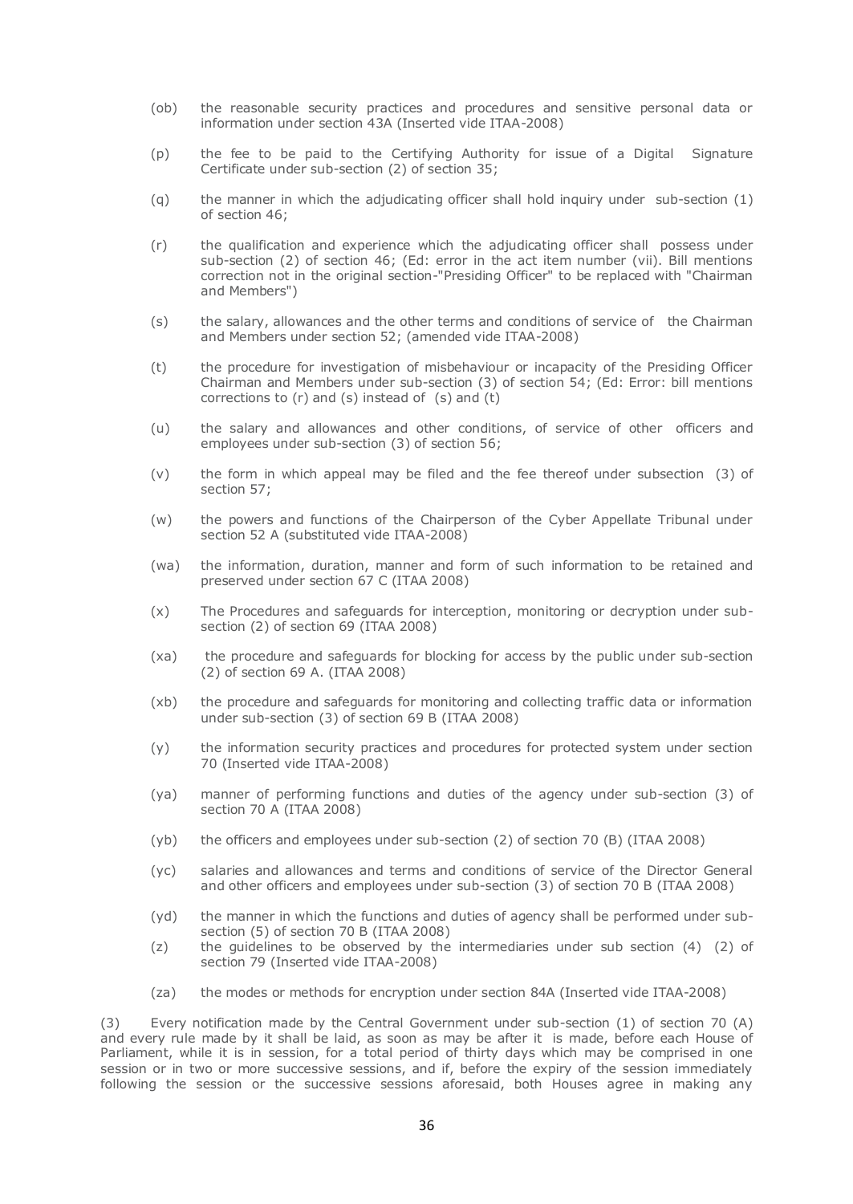(ob) the reasonable security practices and procedures and sensitive personal data or information under section 43A (Inserted vide ITAA-2008)

(p) the fee to be paid to the Certifying Authority for issue of a Digital Signature Certificate under sub-section (2) of section 35;

(q) the manner in which the adjudicating officer shall hold inquiry under sub-section (1) of section 46;

(r) the qualification and experience which the adjudicating officer shall possess under sub-section (2) of section 46; (Ed: error in the act item number (vii). Bill mentions correction not in the original section-"Presiding Officer" to be replaced with "Chairman and Members")

(s) the salary, allowances and the other terms and conditions of service of the Chairman and Members under section 52; (amended vide ITAA-2008)

(t) the procedure for investigation of misbehaviour or incapacity of the Presiding Officer Chairman and Members under sub-section (3) of section 54; (Ed: Error: bill mentions corrections to (r) and (s) instead of (s) and (t)

(u) the salary and allowances and other conditions, of service of other officers and employees under sub-section (3) of section 56;

(v) the form in which appeal may be filed and the fee thereof under subsection (3) of section 57;

(w) the powers and functions of the Chairperson of the Cyber Appellate Tribunal under section 52 A (substituted vide ITAA-2008)

(wa) the information, duration, manner and form of such information to be retained and preserved under section 67 C (ITAA 2008)

(x) The Procedures and safeguards for interception, monitoring or decryption under sub-section (2) of section 69 (ITAA 2008)

(xa) the procedure and safeguards for blocking for access by the public under sub-section (2) of section 69 A. (ITAA 2008)

(xb) the procedure and safeguards for monitoring and collecting traffic data or information under sub-section (3) of section 69 B (ITAA 2008)

(y) the information security practices and procedures for protected system under section 70 (Inserted vide ITAA-2008)

(ya) manner of performing functions and duties of the agency under sub-section (3) of section 70 A (ITAA 2008)

(yb) the officers and employees under sub-section (2) of section 70 (B) (ITAA 2008)

(yc) salaries and allowances and terms and conditions of service of the Director General and other officers and employees under sub-section (3) of section 70 B (ITAA 2008)

(yd) the manner in which the functions and duties of agency shall be performed under sub-section (5) of section 70 B (ITAA 2008)

(z) the guidelines to be observed by the intermediaries under sub section (4) (2) of section 79 (Inserted vide ITAA-2008)

(za) the modes or methods for encryption under section 84A (Inserted vide ITAA-2008)

(3) Every notification made by the Central Government under sub-section (1) of section 70 (A) and every rule made by it shall be laid, as soon as may be after it is made, before each House of Parliament, while it is in session, for a total period of thirty days which may be comprised in one session or in two or more successive sessions, and if, before the expiry of the session immediately following the session or the successive sessions aforesaid, both Houses agree in making any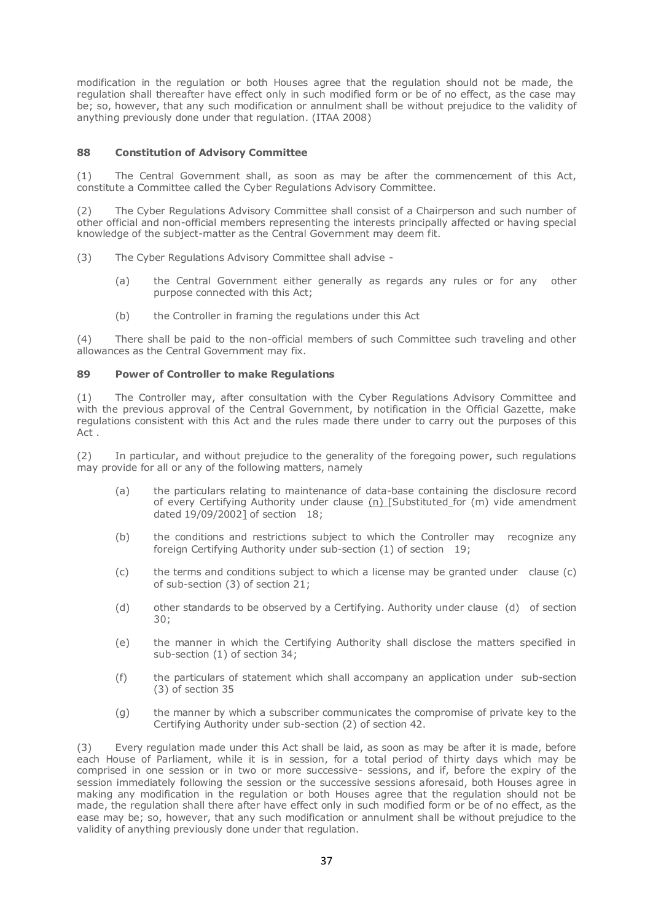modification in the regulation or both Houses agree that the regulation should not be made, the regulation shall thereafter have effect only in such modified form or be of no effect, as the case may be; so, however, that any such modification or annulment shall be without prejudice to the validity of anything previously done under that regulation. (ITAA 2008)

### 88 Constitution of Advisory Committee

(1) The Central Government shall, as soon as may be after the commencement of this Act, constitute a Committee called the Cyber Regulations Advisory Committee.

(2) The Cyber Regulations Advisory Committee shall consist of a Chairperson and such number of other official and non-official members representing the interests principally affected or having special knowledge of the subject-matter as the Central Government may deem fit.

(3) The Cyber Regulations Advisory Committee shall advise -

- (a) the Central Government either generally as regards any rules or for any other purpose connected with this Act;
- (b) the Controller in framing the regulations under this Act

(4) There shall be paid to the non-official members of such Committee such traveling and other allowances as the Central Government may fix.

### 89 Power of Controller to make Regulations

(1) The Controller may, after consultation with the Cyber Regulations Advisory Committee and with the previous approval of the Central Government, by notification in the Official Gazette, make regulations consistent with this Act and the rules made there under to carry out the purposes of this Act .

(2) In particular, and without prejudice to the generality of the foregoing power, such regulations may provide for all or any of the following matters, namely

- (a) the particulars relating to maintenance of data-base containing the disclosure record of every Certifying Authority under clause (n) [Substituted for (m) vide amendment dated 19/09/2002] of section 18;
- (b) the conditions and restrictions subject to which the Controller may recognize any foreign Certifying Authority under sub-section (1) of section 19;
- (c) the terms and conditions subject to which a license may be granted under clause (c) of sub-section (3) of section 21;
- (d) other standards to be observed by a Certifying. Authority under clause (d) of section 30;
- (e) the manner in which the Certifying Authority shall disclose the matters specified in sub-section (1) of section 34;
- (f) the particulars of statement which shall accompany an application under sub-section (3) of section 35
- (g) the manner by which a subscriber communicates the compromise of private key to the Certifying Authority under sub-section (2) of section 42.

(3) Every regulation made under this Act shall be laid, as soon as may be after it is made, before each House of Parliament, while it is in session, for a total period of thirty days which may be comprised in one session or in two or more successive- sessions, and if, before the expiry of the session immediately following the session or the successive sessions aforesaid, both Houses agree in making any modification in the regulation or both Houses agree that the regulation should not be made, the regulation shall there after have effect only in such modified form or be of no effect, as the ease may be; so, however, that any such modification or annulment shall be without prejudice to the validity of anything previously done under that regulation.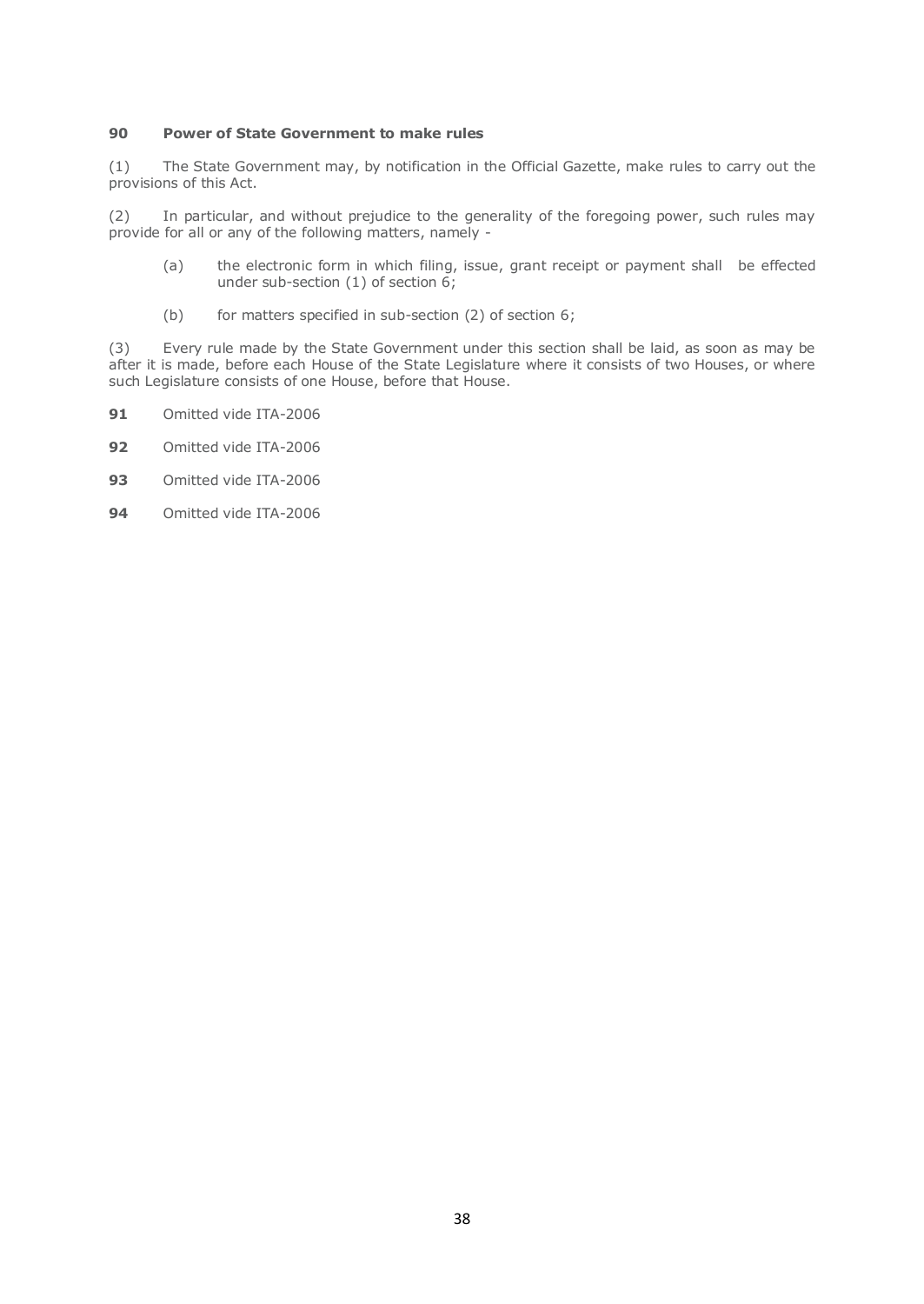**90 Power of State Government to make rules**

(1) The State Government may, by notification in the Official Gazette, make rules to carry out the provisions of this Act.

(2) In particular, and without prejudice to the generality of the foregoing power, such rules may provide for all or any of the following matters, namely -

- (a) the electronic form in which filing, issue, grant receipt or payment shall be effected under sub-section (1) of section 6;
- (b) for matters specified in sub-section (2) of section 6;

(3) Every rule made by the State Government under this section shall be laid, as soon as may be after it is made, before each House of the State Legislature where it consists of two Houses, or where such Legislature consists of one House, before that House.

**91** Omitted vide ITA-2006

**92** Omitted vide ITA-2006

**93** Omitted vide ITA-2006

**94** Omitted vide ITA-2006